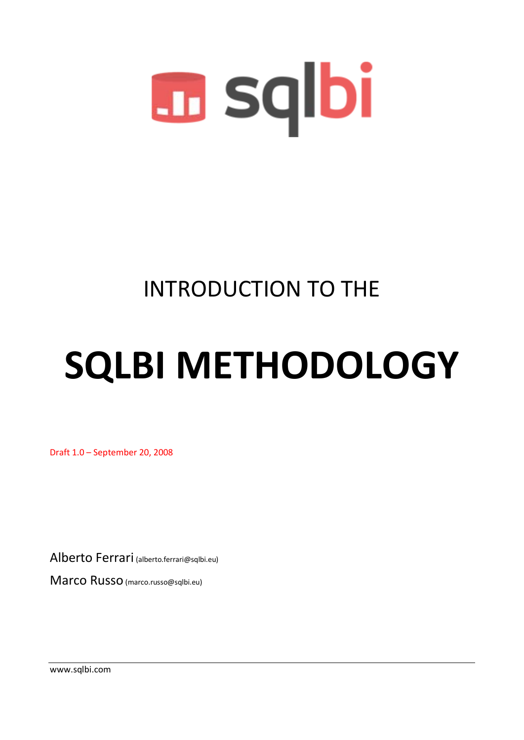sqlbi

INTRODUCTION TO THE

# SQLBI METHODOLOGY

Draft 1.0 – September 20, 2008

Alberto Ferrari (alberto.ferrari@sqlbi.eu)

Marco Russo (marco.russo@sqlbi.eu)

www.sqlbi.com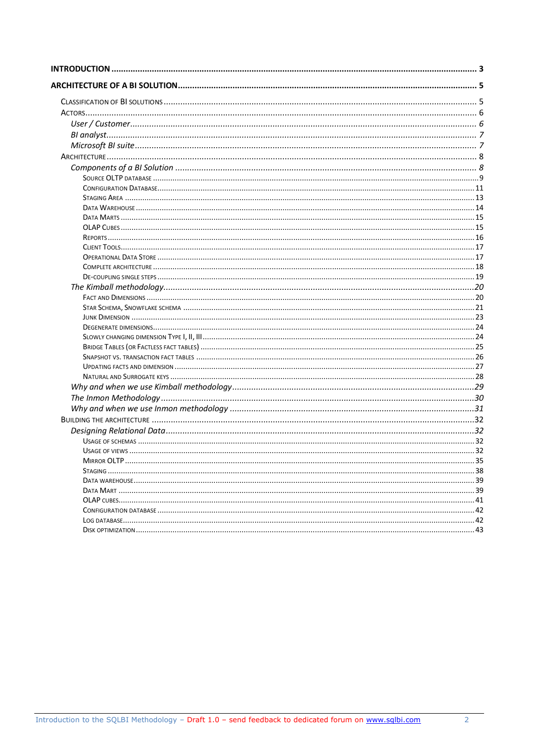**INTRODUCTION** ........ **3**

**ARCHITECTURE OF A BI SOLUTION** ........ **5**

- CLASSIFICATION OF BI SOLUTIONS ........ 5
- ACTORS ........ 6
  - *User / Customer* ........ *6*
  - *BI analyst* ........ *7*
  - *Microsoft BI suite* ........ *7*
- ARCHITECTURE ........ 8
  - *Components of a BI Solution* ........ *8*
    - SOURCE OLTP DATABASE ........ 9
    - CONFIGURATION DATABASE ........ 11
    - STAGING AREA ........ 13
    - DATA WAREHOUSE ........ 14
    - DATA MARTS ........ 15
    - OLAP CUBES ........ 15
    - REPORTS ........ 16
    - CLIENT TOOLS ........ 17
    - OPERATIONAL DATA STORE ........ 17
    - COMPLETE ARCHITECTURE ........ 18
    - DE-COUPLING SINGLE STEPS ........ 19
  - *The Kimball methodology* ........ *20*
    - FACT AND DIMENSIONS ........ 20
    - STAR SCHEMA, SNOWFLAKE SCHEMA ........ 21
    - JUNK DIMENSION ........ 23
    - DEGENERATE DIMENSIONS ........ 24
    - SLOWLY CHANGING DIMENSION TYPE I, II, III ........ 24
    - BRIDGE TABLES (OR FACTLESS FACT TABLES) ........ 25
    - SNAPSHOT VS. TRANSACTION FACT TABLES ........ 26
    - UPDATING FACTS AND DIMENSION ........ 27
    - NATURAL AND SURROGATE KEYS ........ 28
  - *Why and when we use Kimball methodology* ........ *29*
  - *The Inmon Methodology* ........ *30*
  - *Why and when we use Inmon methodology* ........ *31*
- BUILDING THE ARCHITECTURE ........ 32
  - *Designing Relational Data* ........ *32*
    - USAGE OF SCHEMAS ........ 32
    - USAGE OF VIEWS ........ 32
    - MIRROR OLTP ........ 35
    - STAGING ........ 38
    - DATA WAREHOUSE ........ 39
    - DATA MART ........ 39
    - OLAP CUBES ........ 41
    - CONFIGURATION DATABASE ........ 42
    - LOG DATABASE ........ 42
    - DISK OPTIMIZATION ........ 43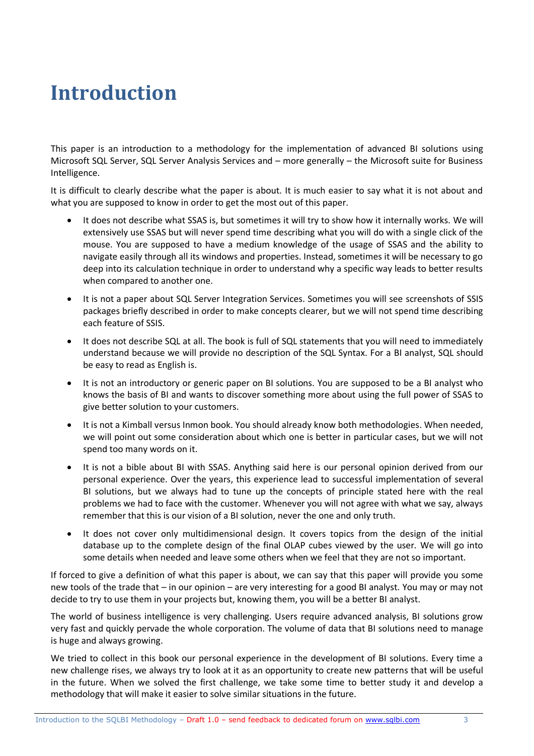# Introduction

This paper is an introduction to a methodology for the implementation of advanced BI solutions using Microsoft SQL Server, SQL Server Analysis Services and – more generally – the Microsoft suite for Business Intelligence.

It is difficult to clearly describe what the paper is about. It is much easier to say what it is not about and what you are supposed to know in order to get the most out of this paper.

- It does not describe what SSAS is, but sometimes it will try to show how it internally works. We will extensively use SSAS but will never spend time describing what you will do with a single click of the mouse. You are supposed to have a medium knowledge of the usage of SSAS and the ability to navigate easily through all its windows and properties. Instead, sometimes it will be necessary to go deep into its calculation technique in order to understand why a specific way leads to better results when compared to another one.

- It is not a paper about SQL Server Integration Services. Sometimes you will see screenshots of SSIS packages briefly described in order to make concepts clearer, but we will not spend time describing each feature of SSIS.

- It does not describe SQL at all. The book is full of SQL statements that you will need to immediately understand because we will provide no description of the SQL Syntax. For a BI analyst, SQL should be easy to read as English is.

- It is not an introductory or generic paper on BI solutions. You are supposed to be a BI analyst who knows the basis of BI and wants to discover something more about using the full power of SSAS to give better solution to your customers.

- It is not a Kimball versus Inmon book. You should already know both methodologies. When needed, we will point out some consideration about which one is better in particular cases, but we will not spend too many words on it.

- It is not a bible about BI with SSAS. Anything said here is our personal opinion derived from our personal experience. Over the years, this experience lead to successful implementation of several BI solutions, but we always had to tune up the concepts of principle stated here with the real problems we had to face with the customer. Whenever you will not agree with what we say, always remember that this is our vision of a BI solution, never the one and only truth.

- It does not cover only multidimensional design. It covers topics from the design of the initial database up to the complete design of the final OLAP cubes viewed by the user. We will go into some details when needed and leave some others when we feel that they are not so important.

If forced to give a definition of what this paper is about, we can say that this paper will provide you some new tools of the trade that – in our opinion – are very interesting for a good BI analyst. You may or may not decide to try to use them in your projects but, knowing them, you will be a better BI analyst.

The world of business intelligence is very challenging. Users require advanced analysis, BI solutions grow very fast and quickly pervade the whole corporation. The volume of data that BI solutions need to manage is huge and always growing.

We tried to collect in this book our personal experience in the development of BI solutions. Every time a new challenge rises, we always try to look at it as an opportunity to create new patterns that will be useful in the future. When we solved the first challenge, we take some time to better study it and develop a methodology that will make it easier to solve similar situations in the future.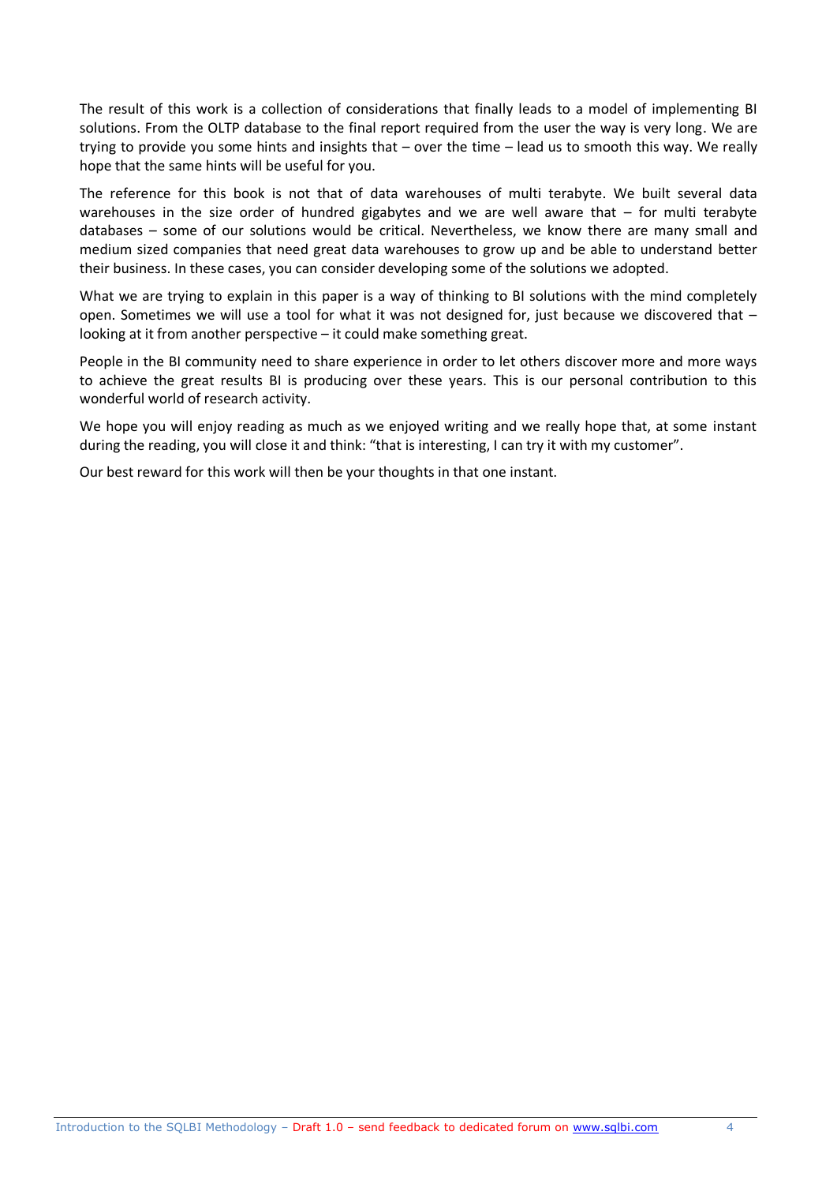The result of this work is a collection of considerations that finally leads to a model of implementing BI solutions. From the OLTP database to the final report required from the user the way is very long. We are trying to provide you some hints and insights that – over the time – lead us to smooth this way. We really hope that the same hints will be useful for you.

The reference for this book is not that of data warehouses of multi terabyte. We built several data warehouses in the size order of hundred gigabytes and we are well aware that – for multi terabyte databases – some of our solutions would be critical. Nevertheless, we know there are many small and medium sized companies that need great data warehouses to grow up and be able to understand better their business. In these cases, you can consider developing some of the solutions we adopted.

What we are trying to explain in this paper is a way of thinking to BI solutions with the mind completely open. Sometimes we will use a tool for what it was not designed for, just because we discovered that – looking at it from another perspective – it could make something great.

People in the BI community need to share experience in order to let others discover more and more ways to achieve the great results BI is producing over these years. This is our personal contribution to this wonderful world of research activity.

We hope you will enjoy reading as much as we enjoyed writing and we really hope that, at some instant during the reading, you will close it and think: "that is interesting, I can try it with my customer".

Our best reward for this work will then be your thoughts in that one instant.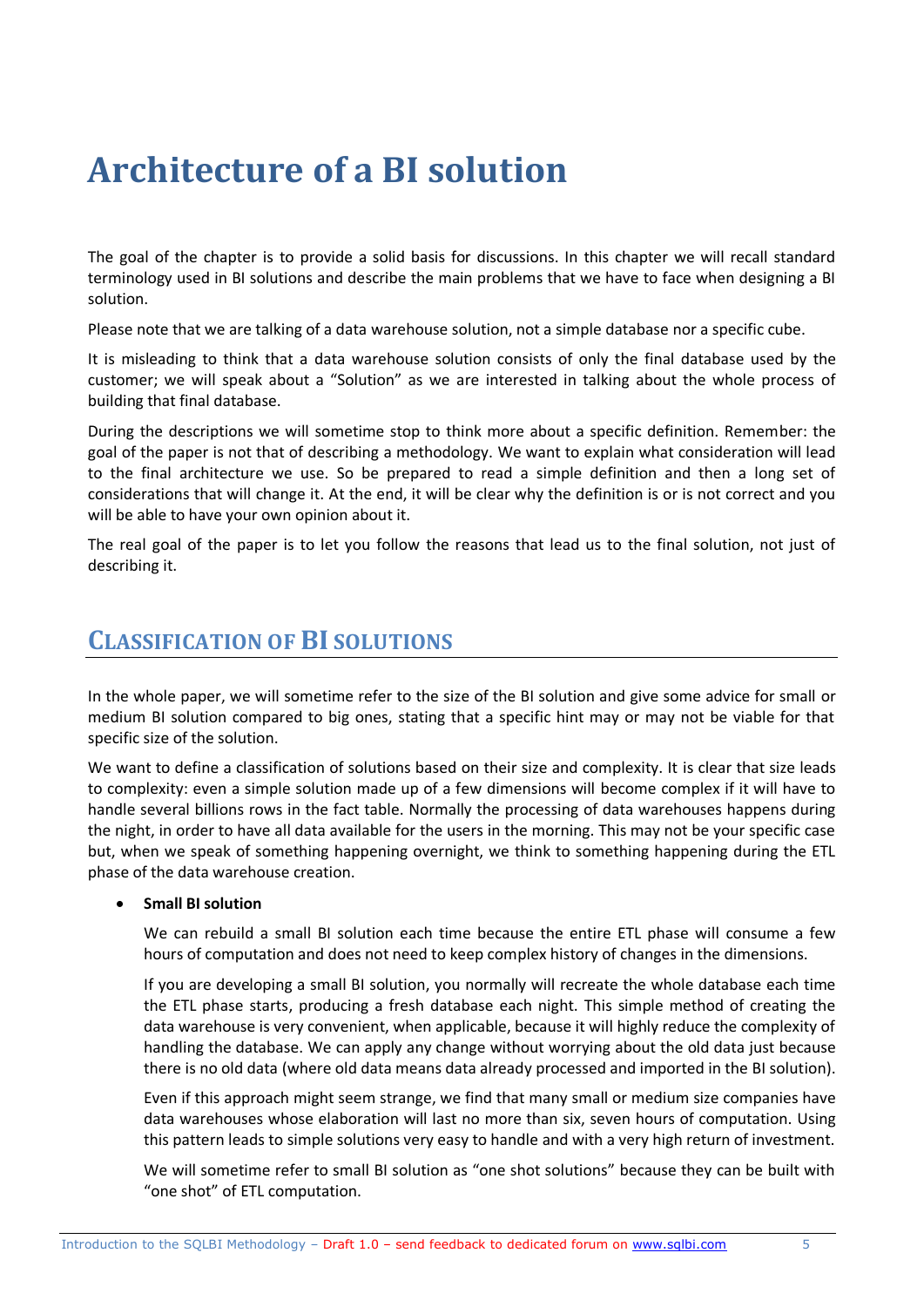# Architecture of a BI solution

The goal of the chapter is to provide a solid basis for discussions. In this chapter we will recall standard terminology used in BI solutions and describe the main problems that we have to face when designing a BI solution.

Please note that we are talking of a data warehouse solution, not a simple database nor a specific cube.

It is misleading to think that a data warehouse solution consists of only the final database used by the customer; we will speak about a "Solution" as we are interested in talking about the whole process of building that final database.

During the descriptions we will sometime stop to think more about a specific definition. Remember: the goal of the paper is not that of describing a methodology. We want to explain what consideration will lead to the final architecture we use. So be prepared to read a simple definition and then a long set of considerations that will change it. At the end, it will be clear why the definition is or is not correct and you will be able to have your own opinion about it.

The real goal of the paper is to let you follow the reasons that lead us to the final solution, not just of describing it.

## Classification of BI solutions

In the whole paper, we will sometime refer to the size of the BI solution and give some advice for small or medium BI solution compared to big ones, stating that a specific hint may or may not be viable for that specific size of the solution.

We want to define a classification of solutions based on their size and complexity. It is clear that size leads to complexity: even a simple solution made up of a few dimensions will become complex if it will have to handle several billions rows in the fact table. Normally the processing of data warehouses happens during the night, in order to have all data available for the users in the morning. This may not be your specific case but, when we speak of something happening overnight, we think to something happening during the ETL phase of the data warehouse creation.

- **Small BI solution**

  We can rebuild a small BI solution each time because the entire ETL phase will consume a few hours of computation and does not need to keep complex history of changes in the dimensions.

  If you are developing a small BI solution, you normally will recreate the whole database each time the ETL phase starts, producing a fresh database each night. This simple method of creating the data warehouse is very convenient, when applicable, because it will highly reduce the complexity of handling the database. We can apply any change without worrying about the old data just because there is no old data (where old data means data already processed and imported in the BI solution).

  Even if this approach might seem strange, we find that many small or medium size companies have data warehouses whose elaboration will last no more than six, seven hours of computation. Using this pattern leads to simple solutions very easy to handle and with a very high return of investment.

  We will sometime refer to small BI solution as "one shot solutions" because they can be built with "one shot" of ETL computation.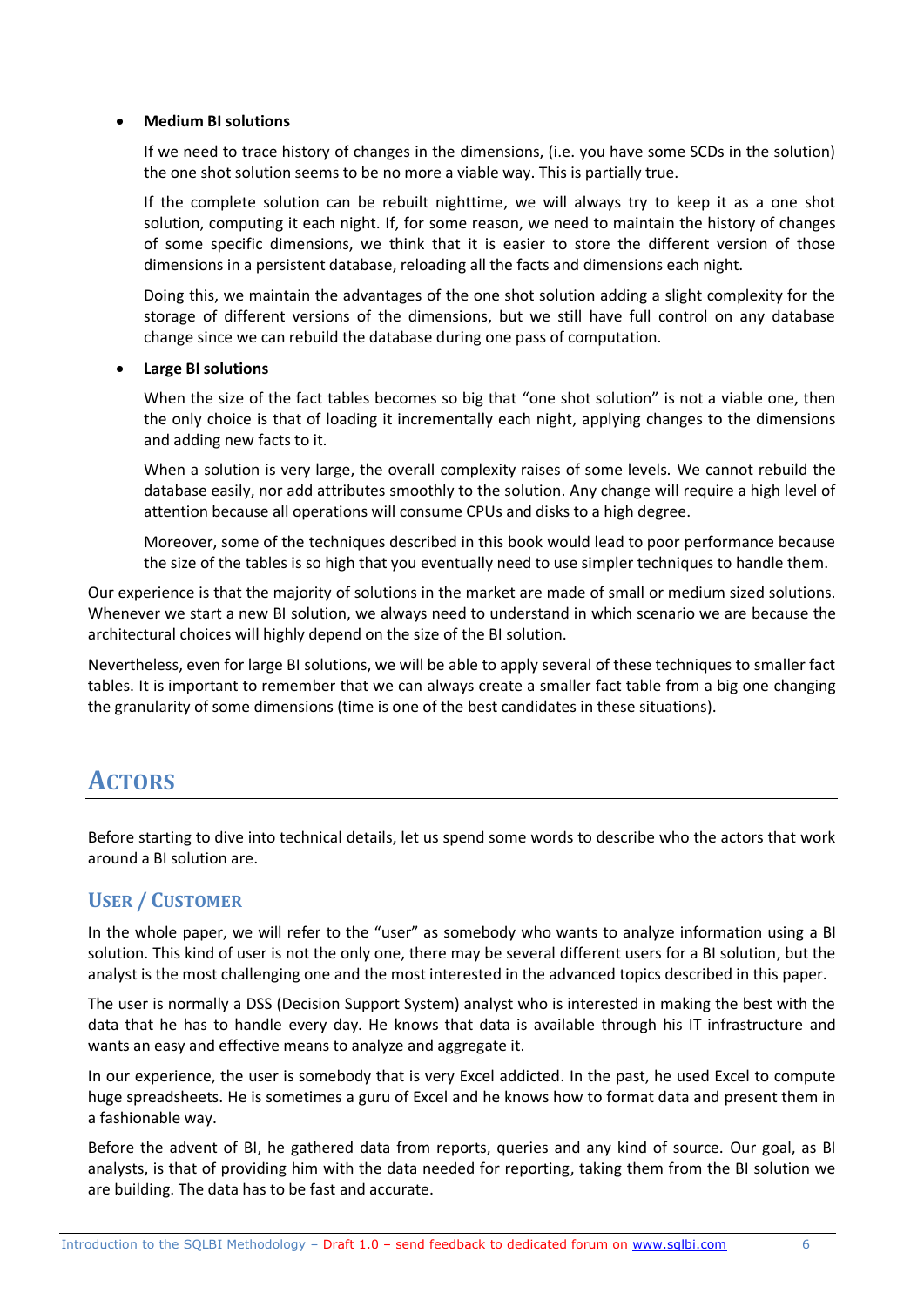- **Medium BI solutions**

  If we need to trace history of changes in the dimensions, (i.e. you have some SCDs in the solution) the one shot solution seems to be no more a viable way. This is partially true.

  If the complete solution can be rebuilt nighttime, we will always try to keep it as a one shot solution, computing it each night. If, for some reason, we need to maintain the history of changes of some specific dimensions, we think that it is easier to store the different version of those dimensions in a persistent database, reloading all the facts and dimensions each night.

  Doing this, we maintain the advantages of the one shot solution adding a slight complexity for the storage of different versions of the dimensions, but we still have full control on any database change since we can rebuild the database during one pass of computation.

- **Large BI solutions**

  When the size of the fact tables becomes so big that "one shot solution" is not a viable one, then the only choice is that of loading it incrementally each night, applying changes to the dimensions and adding new facts to it.

  When a solution is very large, the overall complexity raises of some levels. We cannot rebuild the database easily, nor add attributes smoothly to the solution. Any change will require a high level of attention because all operations will consume CPUs and disks to a high degree.

  Moreover, some of the techniques described in this book would lead to poor performance because the size of the tables is so high that you eventually need to use simpler techniques to handle them.

Our experience is that the majority of solutions in the market are made of small or medium sized solutions. Whenever we start a new BI solution, we always need to understand in which scenario we are because the architectural choices will highly depend on the size of the BI solution.

Nevertheless, even for large BI solutions, we will be able to apply several of these techniques to smaller fact tables. It is important to remember that we can always create a smaller fact table from a big one changing the granularity of some dimensions (time is one of the best candidates in these situations).

# Actors

Before starting to dive into technical details, let us spend some words to describe who the actors that work around a BI solution are.

## User / Customer

In the whole paper, we will refer to the "user" as somebody who wants to analyze information using a BI solution. This kind of user is not the only one, there may be several different users for a BI solution, but the analyst is the most challenging one and the most interested in the advanced topics described in this paper.

The user is normally a DSS (Decision Support System) analyst who is interested in making the best with the data that he has to handle every day. He knows that data is available through his IT infrastructure and wants an easy and effective means to analyze and aggregate it.

In our experience, the user is somebody that is very Excel addicted. In the past, he used Excel to compute huge spreadsheets. He is sometimes a guru of Excel and he knows how to format data and present them in a fashionable way.

Before the advent of BI, he gathered data from reports, queries and any kind of source. Our goal, as BI analysts, is that of providing him with the data needed for reporting, taking them from the BI solution we are building. The data has to be fast and accurate.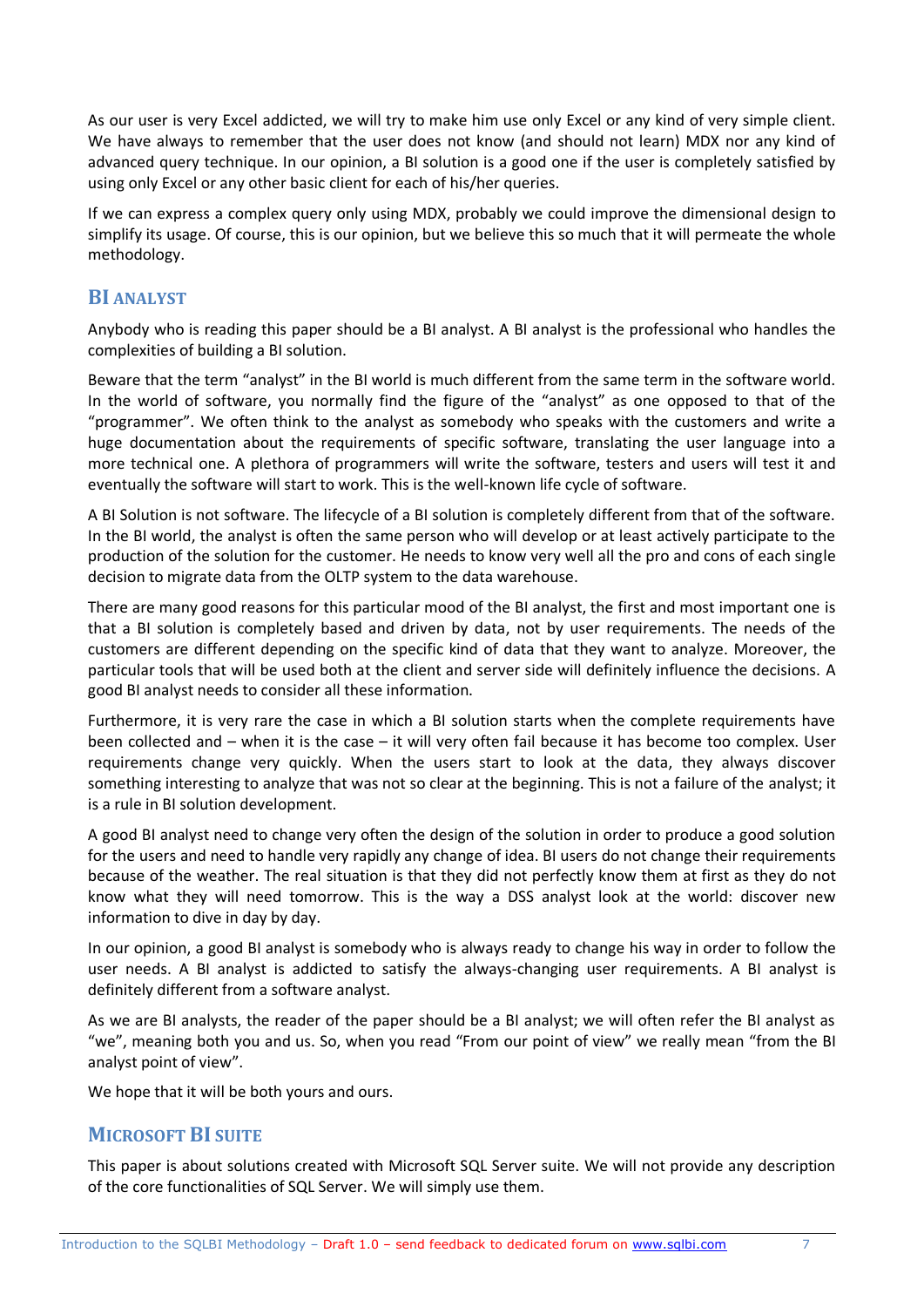As our user is very Excel addicted, we will try to make him use only Excel or any kind of very simple client. We have always to remember that the user does not know (and should not learn) MDX nor any kind of advanced query technique. In our opinion, a BI solution is a good one if the user is completely satisfied by using only Excel or any other basic client for each of his/her queries.

If we can express a complex query only using MDX, probably we could improve the dimensional design to simplify its usage. Of course, this is our opinion, but we believe this so much that it will permeate the whole methodology.

## BI Analyst

Anybody who is reading this paper should be a BI analyst. A BI analyst is the professional who handles the complexities of building a BI solution.

Beware that the term "analyst" in the BI world is much different from the same term in the software world. In the world of software, you normally find the figure of the "analyst" as one opposed to that of the "programmer". We often think to the analyst as somebody who speaks with the customers and write a huge documentation about the requirements of specific software, translating the user language into a more technical one. A plethora of programmers will write the software, testers and users will test it and eventually the software will start to work. This is the well-known life cycle of software.

A BI Solution is not software. The lifecycle of a BI solution is completely different from that of the software. In the BI world, the analyst is often the same person who will develop or at least actively participate to the production of the solution for the customer. He needs to know very well all the pro and cons of each single decision to migrate data from the OLTP system to the data warehouse.

There are many good reasons for this particular mood of the BI analyst, the first and most important one is that a BI solution is completely based and driven by data, not by user requirements. The needs of the customers are different depending on the specific kind of data that they want to analyze. Moreover, the particular tools that will be used both at the client and server side will definitely influence the decisions. A good BI analyst needs to consider all these information.

Furthermore, it is very rare the case in which a BI solution starts when the complete requirements have been collected and – when it is the case – it will very often fail because it has become too complex. User requirements change very quickly. When the users start to look at the data, they always discover something interesting to analyze that was not so clear at the beginning. This is not a failure of the analyst; it is a rule in BI solution development.

A good BI analyst need to change very often the design of the solution in order to produce a good solution for the users and need to handle very rapidly any change of idea. BI users do not change their requirements because of the weather. The real situation is that they did not perfectly know them at first as they do not know what they will need tomorrow. This is the way a DSS analyst look at the world: discover new information to dive in day by day.

In our opinion, a good BI analyst is somebody who is always ready to change his way in order to follow the user needs. A BI analyst is addicted to satisfy the always-changing user requirements. A BI analyst is definitely different from a software analyst.

As we are BI analysts, the reader of the paper should be a BI analyst; we will often refer the BI analyst as "we", meaning both you and us. So, when you read "From our point of view" we really mean "from the BI analyst point of view".

We hope that it will be both yours and ours.

## Microsoft BI Suite

This paper is about solutions created with Microsoft SQL Server suite. We will not provide any description of the core functionalities of SQL Server. We will simply use them.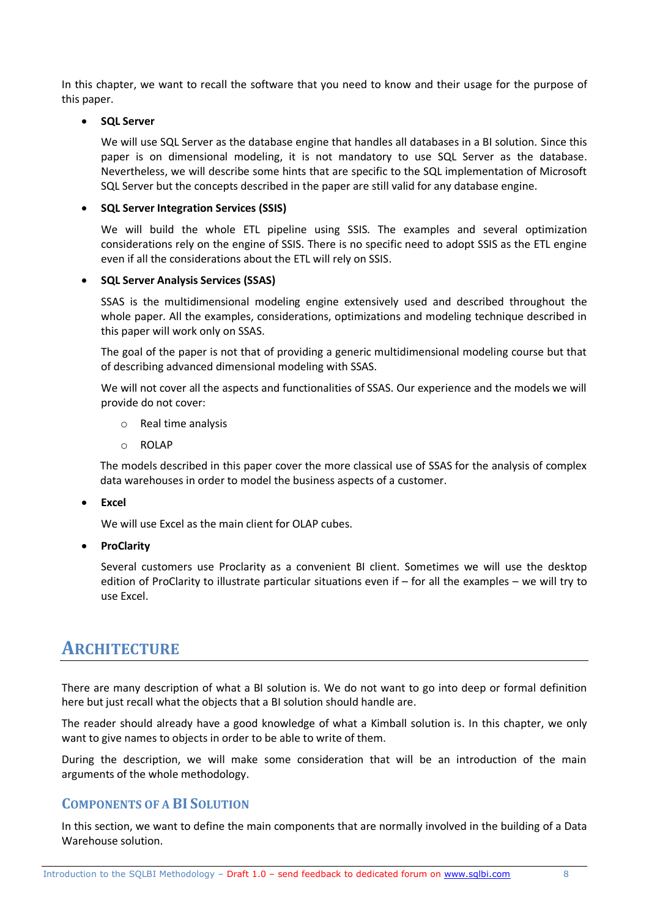In this chapter, we want to recall the software that you need to know and their usage for the purpose of this paper.

- **SQL Server**

  We will use SQL Server as the database engine that handles all databases in a BI solution. Since this paper is on dimensional modeling, it is not mandatory to use SQL Server as the database. Nevertheless, we will describe some hints that are specific to the SQL implementation of Microsoft SQL Server but the concepts described in the paper are still valid for any database engine.

- **SQL Server Integration Services (SSIS)**

  We will build the whole ETL pipeline using SSIS. The examples and several optimization considerations rely on the engine of SSIS. There is no specific need to adopt SSIS as the ETL engine even if all the considerations about the ETL will rely on SSIS.

- **SQL Server Analysis Services (SSAS)**

  SSAS is the multidimensional modeling engine extensively used and described throughout the whole paper. All the examples, considerations, optimizations and modeling technique described in this paper will work only on SSAS.

  The goal of the paper is not that of providing a generic multidimensional modeling course but that of describing advanced dimensional modeling with SSAS.

  We will not cover all the aspects and functionalities of SSAS. Our experience and the models we will provide do not cover:

  - Real time analysis
  - ROLAP

  The models described in this paper cover the more classical use of SSAS for the analysis of complex data warehouses in order to model the business aspects of a customer.

- **Excel**

  We will use Excel as the main client for OLAP cubes.

- **ProClarity**

  Several customers use Proclarity as a convenient BI client. Sometimes we will use the desktop edition of ProClarity to illustrate particular situations even if – for all the examples – we will try to use Excel.

# Architecture

There are many description of what a BI solution is. We do not want to go into deep or formal definition here but just recall what the objects that a BI solution should handle are.

The reader should already have a good knowledge of what a Kimball solution is. In this chapter, we only want to give names to objects in order to be able to write of them.

During the description, we will make some consideration that will be an introduction of the main arguments of the whole methodology.

## Components of a BI Solution

In this section, we want to define the main components that are normally involved in the building of a Data Warehouse solution.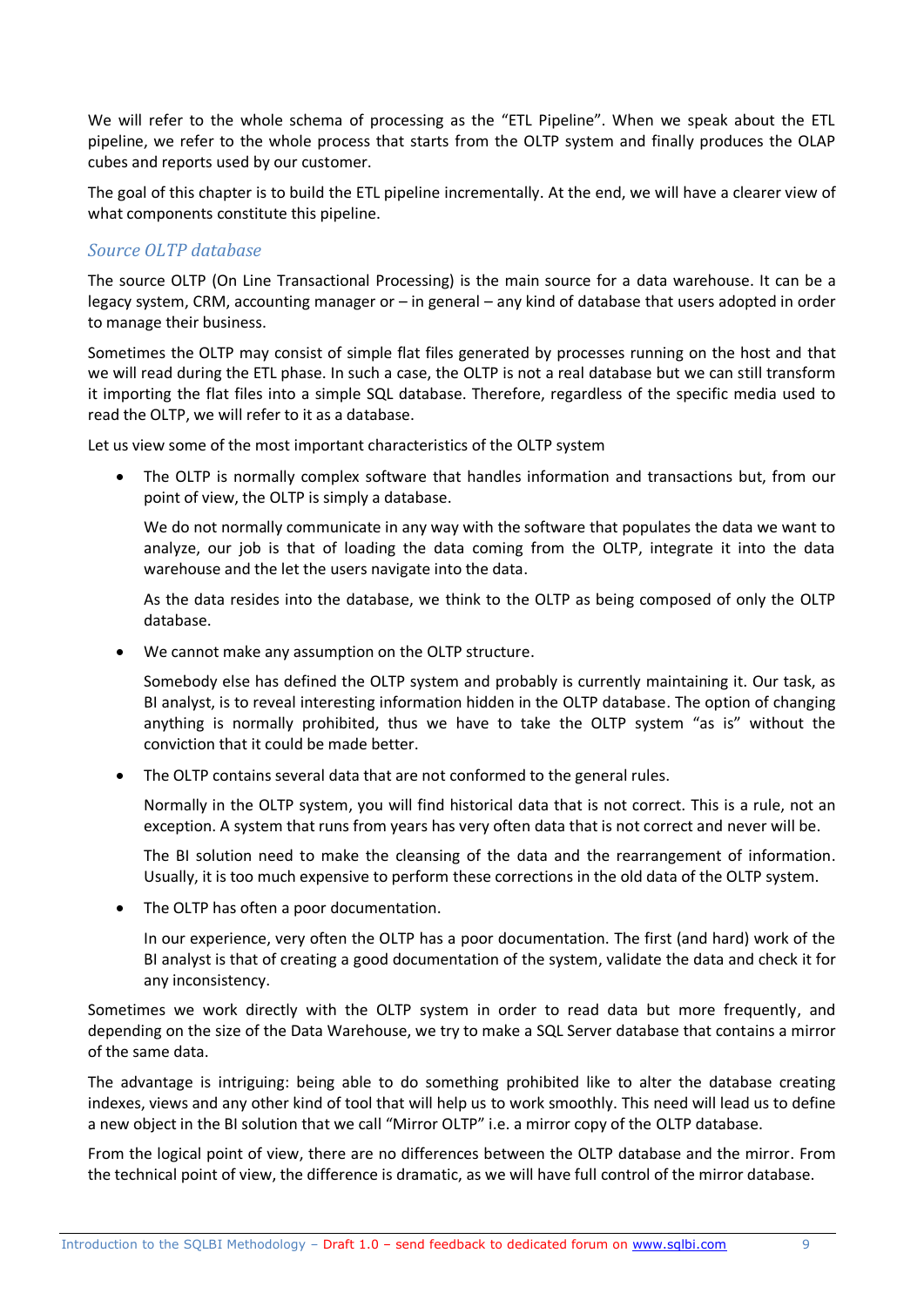We will refer to the whole schema of processing as the "ETL Pipeline". When we speak about the ETL pipeline, we refer to the whole process that starts from the OLTP system and finally produces the OLAP cubes and reports used by our customer.

The goal of this chapter is to build the ETL pipeline incrementally. At the end, we will have a clearer view of what components constitute this pipeline.

### *Source OLTP database*

The source OLTP (On Line Transactional Processing) is the main source for a data warehouse. It can be a legacy system, CRM, accounting manager or – in general – any kind of database that users adopted in order to manage their business.

Sometimes the OLTP may consist of simple flat files generated by processes running on the host and that we will read during the ETL phase. In such a case, the OLTP is not a real database but we can still transform it importing the flat files into a simple SQL database. Therefore, regardless of the specific media used to read the OLTP, we will refer to it as a database.

Let us view some of the most important characteristics of the OLTP system

- The OLTP is normally complex software that handles information and transactions but, from our point of view, the OLTP is simply a database.

  We do not normally communicate in any way with the software that populates the data we want to analyze, our job is that of loading the data coming from the OLTP, integrate it into the data warehouse and the let the users navigate into the data.

  As the data resides into the database, we think to the OLTP as being composed of only the OLTP database.

- We cannot make any assumption on the OLTP structure.

  Somebody else has defined the OLTP system and probably is currently maintaining it. Our task, as BI analyst, is to reveal interesting information hidden in the OLTP database. The option of changing anything is normally prohibited, thus we have to take the OLTP system "as is" without the conviction that it could be made better.

- The OLTP contains several data that are not conformed to the general rules.

  Normally in the OLTP system, you will find historical data that is not correct. This is a rule, not an exception. A system that runs from years has very often data that is not correct and never will be.

  The BI solution need to make the cleansing of the data and the rearrangement of information. Usually, it is too much expensive to perform these corrections in the old data of the OLTP system.

- The OLTP has often a poor documentation.

  In our experience, very often the OLTP has a poor documentation. The first (and hard) work of the BI analyst is that of creating a good documentation of the system, validate the data and check it for any inconsistency.

Sometimes we work directly with the OLTP system in order to read data but more frequently, and depending on the size of the Data Warehouse, we try to make a SQL Server database that contains a mirror of the same data.

The advantage is intriguing: being able to do something prohibited like to alter the database creating indexes, views and any other kind of tool that will help us to work smoothly. This need will lead us to define a new object in the BI solution that we call "Mirror OLTP" i.e. a mirror copy of the OLTP database.

From the logical point of view, there are no differences between the OLTP database and the mirror. From the technical point of view, the difference is dramatic, as we will have full control of the mirror database.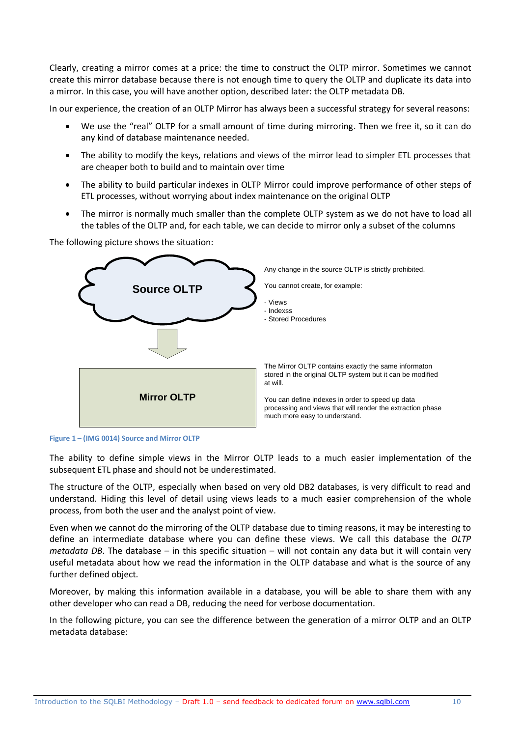Clearly, creating a mirror comes at a price: the time to construct the OLTP mirror. Sometimes we cannot create this mirror database because there is not enough time to query the OLTP and duplicate its data into a mirror. In this case, you will have another option, described later: the OLTP metadata DB.

In our experience, the creation of an OLTP Mirror has always been a successful strategy for several reasons:

- We use the "real" OLTP for a small amount of time during mirroring. Then we free it, so it can do any kind of database maintenance needed.
- The ability to modify the keys, relations and views of the mirror lead to simpler ETL processes that are cheaper both to build and to maintain over time
- The ability to build particular indexes in OLTP Mirror could improve performance of other steps of ETL processes, without worrying about index maintenance on the original OLTP
- The mirror is normally much smaller than the complete OLTP system as we do not have to load all the tables of the OLTP and, for each table, we can decide to mirror only a subset of the columns

The following picture shows the situation:

Source OLTP

Any change in the source OLTP is strictly prohibited.

You cannot create, for example:

- Views
- Indexss
- Stored Procedures

Mirror OLTP

The Mirror OLTP contains exactly the same informaton stored in the original OLTP system but it can be modified at will.

You can define indexes in order to speed up data processing and views that will render the extraction phase much more easy to understand.

**Figure 1 – (IMG 0014) Source and Mirror OLTP**

The ability to define simple views in the Mirror OLTP leads to a much easier implementation of the subsequent ETL phase and should not be underestimated.

The structure of the OLTP, especially when based on very old DB2 databases, is very difficult to read and understand. Hiding this level of detail using views leads to a much easier comprehension of the whole process, from both the user and the analyst point of view.

Even when we cannot do the mirroring of the OLTP database due to timing reasons, it may be interesting to define an intermediate database where you can define these views. We call this database the *OLTP metadata DB*. The database – in this specific situation – will not contain any data but it will contain very useful metadata about how we read the information in the OLTP database and what is the source of any further defined object.

Moreover, by making this information available in a database, you will be able to share them with any other developer who can read a DB, reducing the need for verbose documentation.

In the following picture, you can see the difference between the generation of a mirror OLTP and an OLTP metadata database: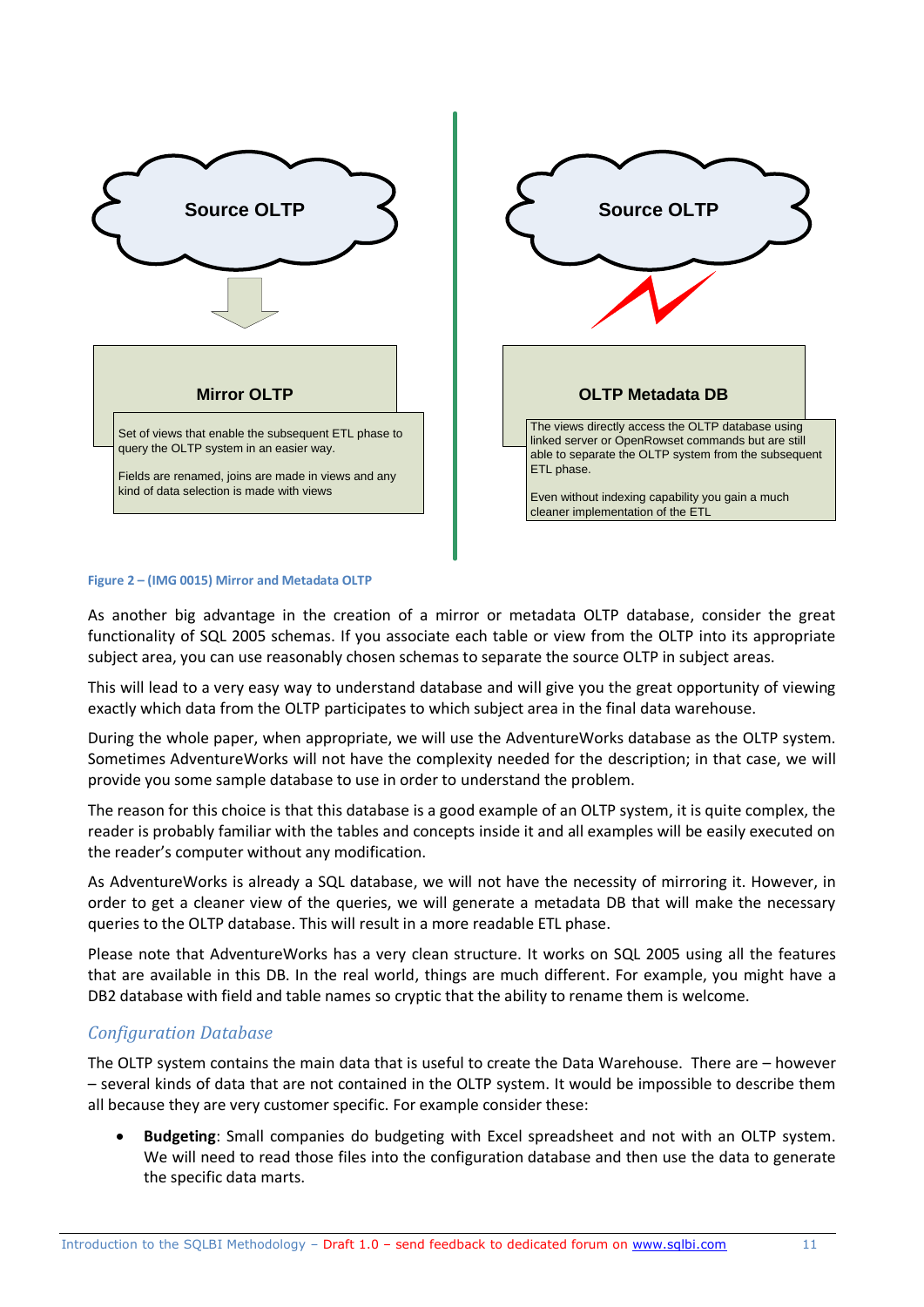Source OLTP

Mirror OLTP

Set of views that enable the subsequent ETL phase to query the OLTP system in an easier way.

Fields are renamed, joins are made in views and any kind of data selection is made with views

Source OLTP

OLTP Metadata DB

The views directly access the OLTP database using linked server or OpenRowset commands but are still able to separate the OLTP system from the subsequent ETL phase.

Even without indexing capability you gain a much cleaner implementation of the ETL

**Figure 2 – (IMG 0015) Mirror and Metadata OLTP**

As another big advantage in the creation of a mirror or metadata OLTP database, consider the great functionality of SQL 2005 schemas. If you associate each table or view from the OLTP into its appropriate subject area, you can use reasonably chosen schemas to separate the source OLTP in subject areas.

This will lead to a very easy way to understand database and will give you the great opportunity of viewing exactly which data from the OLTP participates to which subject area in the final data warehouse.

During the whole paper, when appropriate, we will use the AdventureWorks database as the OLTP system. Sometimes AdventureWorks will not have the complexity needed for the description; in that case, we will provide you some sample database to use in order to understand the problem.

The reason for this choice is that this database is a good example of an OLTP system, it is quite complex, the reader is probably familiar with the tables and concepts inside it and all examples will be easily executed on the reader's computer without any modification.

As AdventureWorks is already a SQL database, we will not have the necessity of mirroring it. However, in order to get a cleaner view of the queries, we will generate a metadata DB that will make the necessary queries to the OLTP database. This will result in a more readable ETL phase.

Please note that AdventureWorks has a very clean structure. It works on SQL 2005 using all the features that are available in this DB. In the real world, things are much different. For example, you might have a DB2 database with field and table names so cryptic that the ability to rename them is welcome.

### *Configuration Database*

The OLTP system contains the main data that is useful to create the Data Warehouse. There are – however – several kinds of data that are not contained in the OLTP system. It would be impossible to describe them all because they are very customer specific. For example consider these:

- **Budgeting**: Small companies do budgeting with Excel spreadsheet and not with an OLTP system. We will need to read those files into the configuration database and then use the data to generate the specific data marts.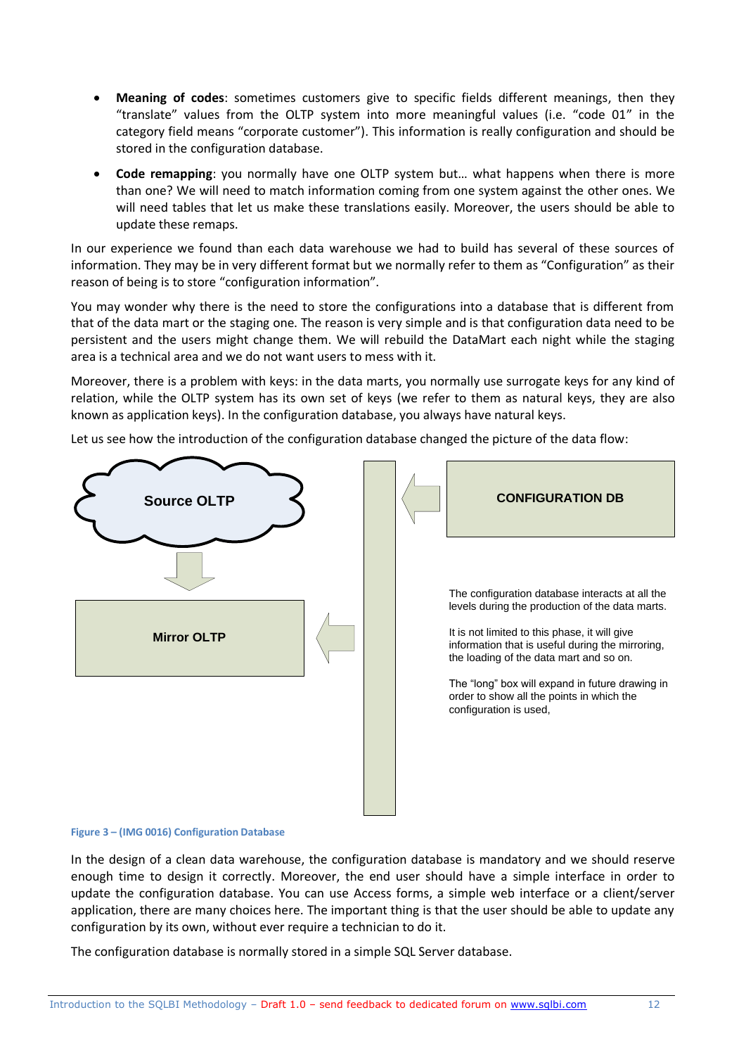- **Meaning of codes**: sometimes customers give to specific fields different meanings, then they "translate" values from the OLTP system into more meaningful values (i.e. "code 01" in the category field means "corporate customer"). This information is really configuration and should be stored in the configuration database.
- **Code remapping**: you normally have one OLTP system but… what happens when there is more than one? We will need to match information coming from one system against the other ones. We will need tables that let us make these translations easily. Moreover, the users should be able to update these remaps.

In our experience we found than each data warehouse we had to build has several of these sources of information. They may be in very different format but we normally refer to them as "Configuration" as their reason of being is to store "configuration information".

You may wonder why there is the need to store the configurations into a database that is different from that of the data mart or the staging one. The reason is very simple and is that configuration data need to be persistent and the users might change them. We will rebuild the DataMart each night while the staging area is a technical area and we do not want users to mess with it.

Moreover, there is a problem with keys: in the data marts, you normally use surrogate keys for any kind of relation, while the OLTP system has its own set of keys (we refer to them as natural keys, they are also known as application keys). In the configuration database, you always have natural keys.

Let us see how the introduction of the configuration database changed the picture of the data flow:

Source OLTP

Mirror OLTP

CONFIGURATION DB

The configuration database interacts at all the levels during the production of the data marts.

It is not limited to this phase, it will give information that is useful during the mirroring, the loading of the data mart and so on.

The "long" box will expand in future drawing in order to show all the points in which the configuration is used,

Figure 3 – (IMG 0016) Configuration Database

In the design of a clean data warehouse, the configuration database is mandatory and we should reserve enough time to design it correctly. Moreover, the end user should have a simple interface in order to update the configuration database. You can use Access forms, a simple web interface or a client/server application, there are many choices here. The important thing is that the user should be able to update any configuration by its own, without ever require a technician to do it.

The configuration database is normally stored in a simple SQL Server database.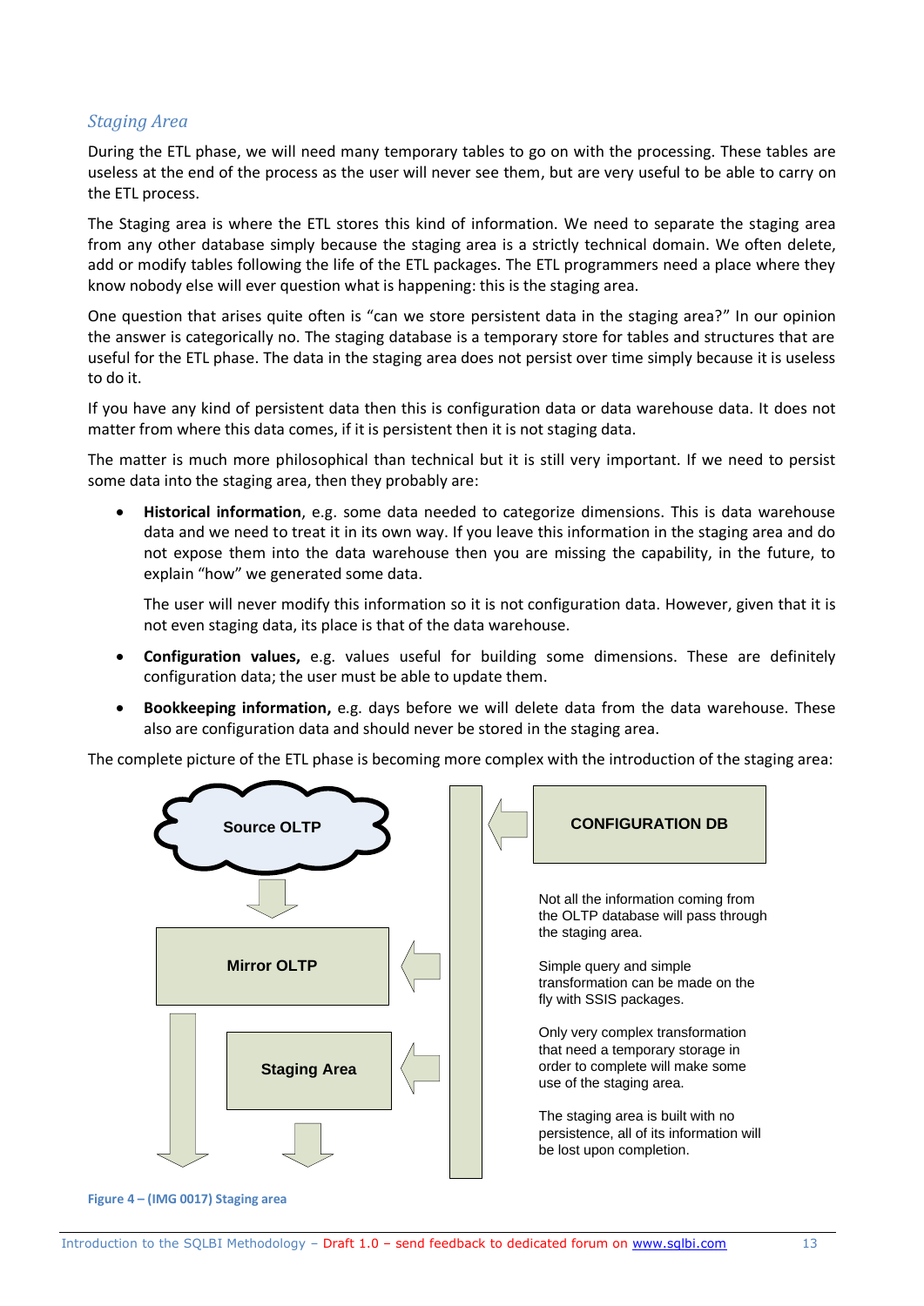### *Staging Area*

During the ETL phase, we will need many temporary tables to go on with the processing. These tables are useless at the end of the process as the user will never see them, but are very useful to be able to carry on the ETL process.

The Staging area is where the ETL stores this kind of information. We need to separate the staging area from any other database simply because the staging area is a strictly technical domain. We often delete, add or modify tables following the life of the ETL packages. The ETL programmers need a place where they know nobody else will ever question what is happening: this is the staging area.

One question that arises quite often is "can we store persistent data in the staging area?" In our opinion the answer is categorically no. The staging database is a temporary store for tables and structures that are useful for the ETL phase. The data in the staging area does not persist over time simply because it is useless to do it.

If you have any kind of persistent data then this is configuration data or data warehouse data. It does not matter from where this data comes, if it is persistent then it is not staging data.

The matter is much more philosophical than technical but it is still very important. If we need to persist some data into the staging area, then they probably are:

- **Historical information**, e.g. some data needed to categorize dimensions. This is data warehouse data and we need to treat it in its own way. If you leave this information in the staging area and do not expose them into the data warehouse then you are missing the capability, in the future, to explain "how" we generated some data.

  The user will never modify this information so it is not configuration data. However, given that it is not even staging data, its place is that of the data warehouse.

- **Configuration values,** e.g. values useful for building some dimensions. These are definitely configuration data; the user must be able to update them.

- **Bookkeeping information,** e.g. days before we will delete data from the data warehouse. These also are configuration data and should never be stored in the staging area.

The complete picture of the ETL phase is becoming more complex with the introduction of the staging area:

Source OLTP

Mirror OLTP

Staging Area

CONFIGURATION DB

Not all the information coming from the OLTP database will pass through the staging area.

Simple query and simple transformation can be made on the fly with SSIS packages.

Only very complex transformation that need a temporary storage in order to complete will make some use of the staging area.

The staging area is built with no persistence, all of its information will be lost upon completion.

**Figure 4 – (IMG 0017) Staging area**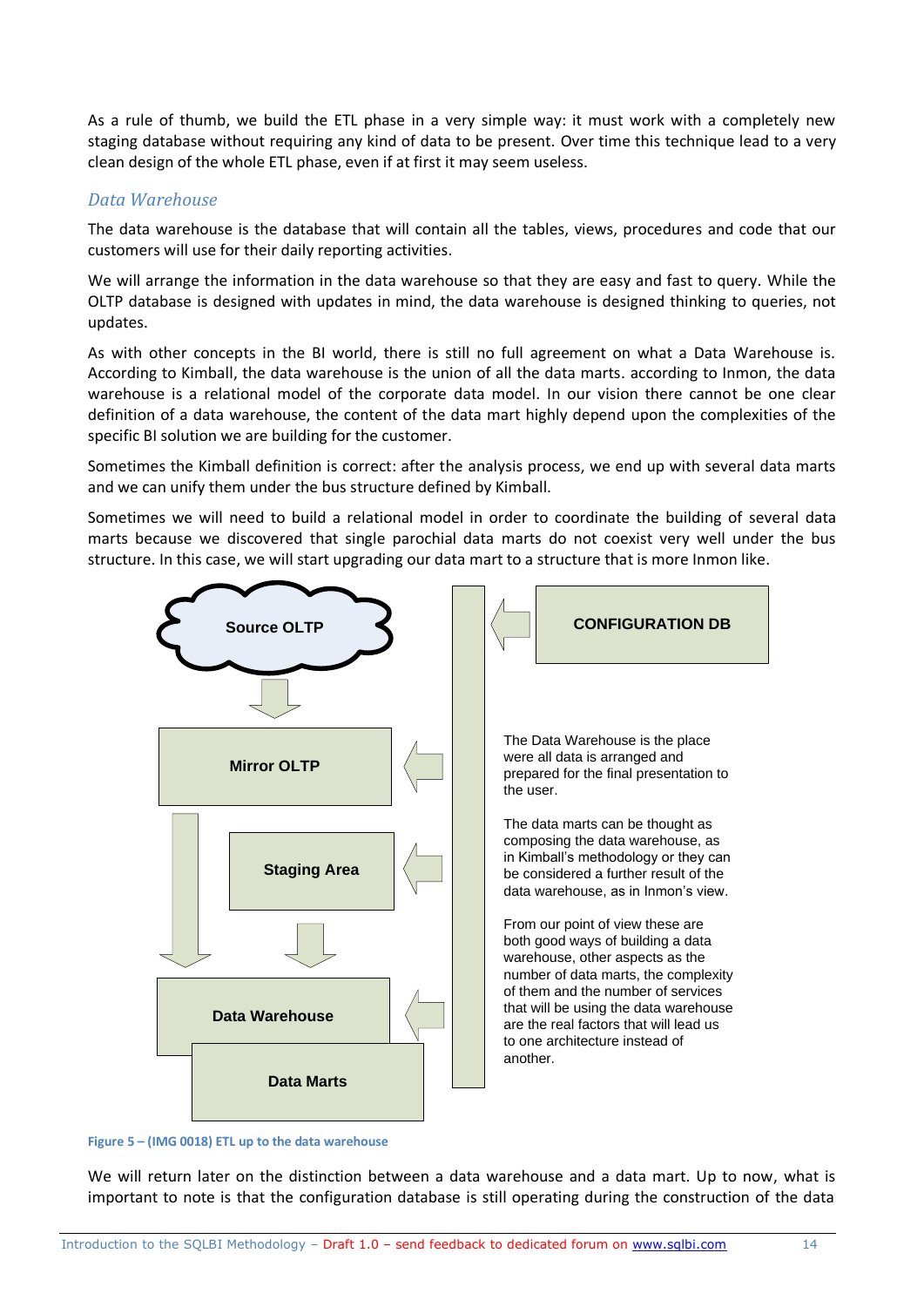As a rule of thumb, we build the ETL phase in a very simple way: it must work with a completely new staging database without requiring any kind of data to be present. Over time this technique lead to a very clean design of the whole ETL phase, even if at first it may seem useless.

### *Data Warehouse*

The data warehouse is the database that will contain all the tables, views, procedures and code that our customers will use for their daily reporting activities.

We will arrange the information in the data warehouse so that they are easy and fast to query. While the OLTP database is designed with updates in mind, the data warehouse is designed thinking to queries, not updates.

As with other concepts in the BI world, there is still no full agreement on what a Data Warehouse is. According to Kimball, the data warehouse is the union of all the data marts. according to Inmon, the data warehouse is a relational model of the corporate data model. In our vision there cannot be one clear definition of a data warehouse, the content of the data mart highly depend upon the complexities of the specific BI solution we are building for the customer.

Sometimes the Kimball definition is correct: after the analysis process, we end up with several data marts and we can unify them under the bus structure defined by Kimball.

Sometimes we will need to build a relational model in order to coordinate the building of several data marts because we discovered that single parochial data marts do not coexist very well under the bus structure. In this case, we will start upgrading our data mart to a structure that is more Inmon like.

Source OLTP

CONFIGURATION DB

Mirror OLTP

Staging Area

Data Warehouse

Data Marts

The Data Warehouse is the place were all data is arranged and prepared for the final presentation to the user.

The data marts can be thought as composing the data warehouse, as in Kimball's methodology or they can be considered a further result of the data warehouse, as in Inmon's view.

From our point of view these are both good ways of building a data warehouse, other aspects as the number of data marts, the complexity of them and the number of services that will be using the data warehouse are the real factors that will lead us to one architecture instead of another.

**Figure 5 – (IMG 0018) ETL up to the data warehouse**

We will return later on the distinction between a data warehouse and a data mart. Up to now, what is important to note is that the configuration database is still operating during the construction of the data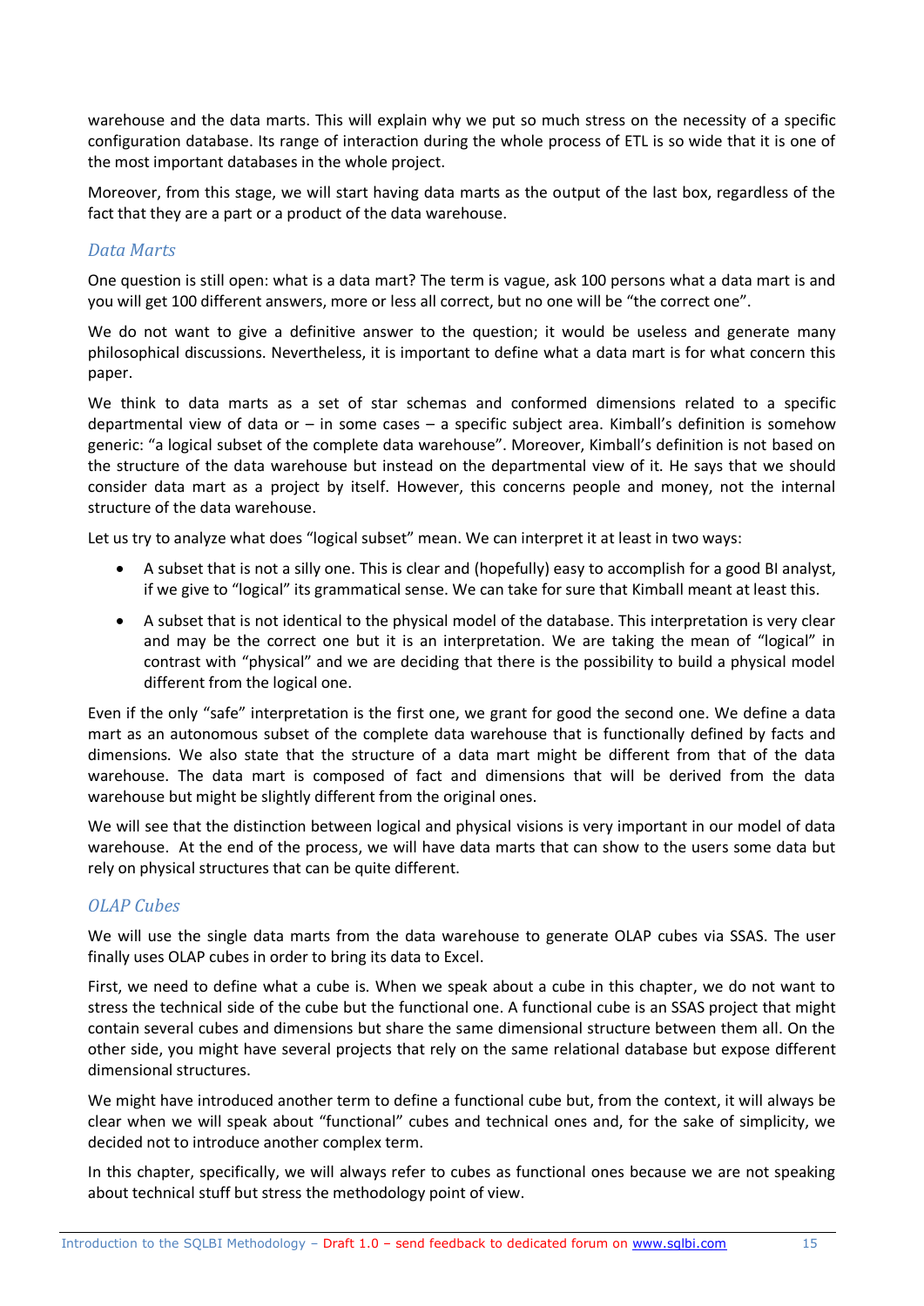warehouse and the data marts. This will explain why we put so much stress on the necessity of a specific configuration database. Its range of interaction during the whole process of ETL is so wide that it is one of the most important databases in the whole project.

Moreover, from this stage, we will start having data marts as the output of the last box, regardless of the fact that they are a part or a product of the data warehouse.

### *Data Marts*

One question is still open: what is a data mart? The term is vague, ask 100 persons what a data mart is and you will get 100 different answers, more or less all correct, but no one will be "the correct one".

We do not want to give a definitive answer to the question; it would be useless and generate many philosophical discussions. Nevertheless, it is important to define what a data mart is for what concern this paper.

We think to data marts as a set of star schemas and conformed dimensions related to a specific departmental view of data or – in some cases – a specific subject area. Kimball's definition is somehow generic: "a logical subset of the complete data warehouse". Moreover, Kimball's definition is not based on the structure of the data warehouse but instead on the departmental view of it. He says that we should consider data mart as a project by itself. However, this concerns people and money, not the internal structure of the data warehouse.

Let us try to analyze what does "logical subset" mean. We can interpret it at least in two ways:

- A subset that is not a silly one. This is clear and (hopefully) easy to accomplish for a good BI analyst, if we give to "logical" its grammatical sense. We can take for sure that Kimball meant at least this.
- A subset that is not identical to the physical model of the database. This interpretation is very clear and may be the correct one but it is an interpretation. We are taking the mean of "logical" in contrast with "physical" and we are deciding that there is the possibility to build a physical model different from the logical one.

Even if the only "safe" interpretation is the first one, we grant for good the second one. We define a data mart as an autonomous subset of the complete data warehouse that is functionally defined by facts and dimensions. We also state that the structure of a data mart might be different from that of the data warehouse. The data mart is composed of fact and dimensions that will be derived from the data warehouse but might be slightly different from the original ones.

We will see that the distinction between logical and physical visions is very important in our model of data warehouse. At the end of the process, we will have data marts that can show to the users some data but rely on physical structures that can be quite different.

### *OLAP Cubes*

We will use the single data marts from the data warehouse to generate OLAP cubes via SSAS. The user finally uses OLAP cubes in order to bring its data to Excel.

First, we need to define what a cube is. When we speak about a cube in this chapter, we do not want to stress the technical side of the cube but the functional one. A functional cube is an SSAS project that might contain several cubes and dimensions but share the same dimensional structure between them all. On the other side, you might have several projects that rely on the same relational database but expose different dimensional structures.

We might have introduced another term to define a functional cube but, from the context, it will always be clear when we will speak about "functional" cubes and technical ones and, for the sake of simplicity, we decided not to introduce another complex term.

In this chapter, specifically, we will always refer to cubes as functional ones because we are not speaking about technical stuff but stress the methodology point of view.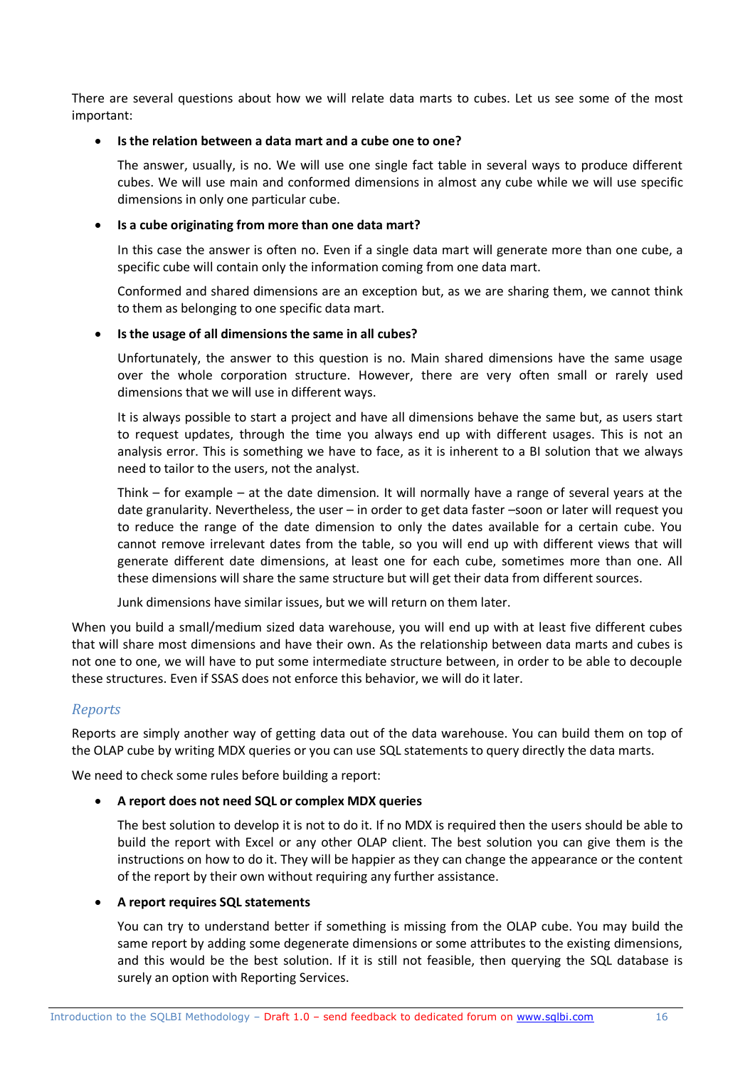There are several questions about how we will relate data marts to cubes. Let us see some of the most important:

- **Is the relation between a data mart and a cube one to one?**

  The answer, usually, is no. We will use one single fact table in several ways to produce different cubes. We will use main and conformed dimensions in almost any cube while we will use specific dimensions in only one particular cube.

- **Is a cube originating from more than one data mart?**

  In this case the answer is often no. Even if a single data mart will generate more than one cube, a specific cube will contain only the information coming from one data mart.

  Conformed and shared dimensions are an exception but, as we are sharing them, we cannot think to them as belonging to one specific data mart.

- **Is the usage of all dimensions the same in all cubes?**

  Unfortunately, the answer to this question is no. Main shared dimensions have the same usage over the whole corporation structure. However, there are very often small or rarely used dimensions that we will use in different ways.

  It is always possible to start a project and have all dimensions behave the same but, as users start to request updates, through the time you always end up with different usages. This is not an analysis error. This is something we have to face, as it is inherent to a BI solution that we always need to tailor to the users, not the analyst.

  Think – for example – at the date dimension. It will normally have a range of several years at the date granularity. Nevertheless, the user – in order to get data faster –soon or later will request you to reduce the range of the date dimension to only the dates available for a certain cube. You cannot remove irrelevant dates from the table, so you will end up with different views that will generate different date dimensions, at least one for each cube, sometimes more than one. All these dimensions will share the same structure but will get their data from different sources.

  Junk dimensions have similar issues, but we will return on them later.

When you build a small/medium sized data warehouse, you will end up with at least five different cubes that will share most dimensions and have their own. As the relationship between data marts and cubes is not one to one, we will have to put some intermediate structure between, in order to be able to decouple these structures. Even if SSAS does not enforce this behavior, we will do it later.

### *Reports*

Reports are simply another way of getting data out of the data warehouse. You can build them on top of the OLAP cube by writing MDX queries or you can use SQL statements to query directly the data marts.

We need to check some rules before building a report:

- **A report does not need SQL or complex MDX queries**

  The best solution to develop it is not to do it. If no MDX is required then the users should be able to build the report with Excel or any other OLAP client. The best solution you can give them is the instructions on how to do it. They will be happier as they can change the appearance or the content of the report by their own without requiring any further assistance.

- **A report requires SQL statements**

  You can try to understand better if something is missing from the OLAP cube. You may build the same report by adding some degenerate dimensions or some attributes to the existing dimensions, and this would be the best solution. If it is still not feasible, then querying the SQL database is surely an option with Reporting Services.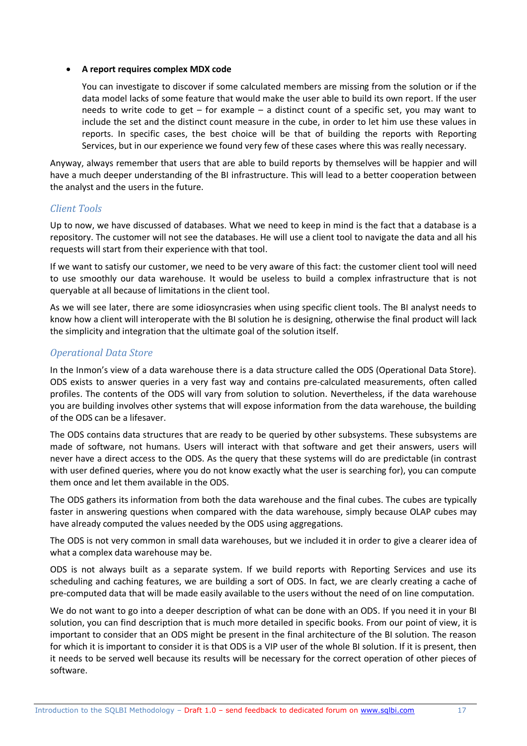- **A report requires complex MDX code**

  You can investigate to discover if some calculated members are missing from the solution or if the data model lacks of some feature that would make the user able to build its own report. If the user needs to write code to get – for example – a distinct count of a specific set, you may want to include the set and the distinct count measure in the cube, in order to let him use these values in reports. In specific cases, the best choice will be that of building the reports with Reporting Services, but in our experience we found very few of these cases where this was really necessary.

Anyway, always remember that users that are able to build reports by themselves will be happier and will have a much deeper understanding of the BI infrastructure. This will lead to a better cooperation between the analyst and the users in the future.

### *Client Tools*

Up to now, we have discussed of databases. What we need to keep in mind is the fact that a database is a repository. The customer will not see the databases. He will use a client tool to navigate the data and all his requests will start from their experience with that tool.

If we want to satisfy our customer, we need to be very aware of this fact: the customer client tool will need to use smoothly our data warehouse. It would be useless to build a complex infrastructure that is not queryable at all because of limitations in the client tool.

As we will see later, there are some idiosyncrasies when using specific client tools. The BI analyst needs to know how a client will interoperate with the BI solution he is designing, otherwise the final product will lack the simplicity and integration that the ultimate goal of the solution itself.

### *Operational Data Store*

In the Inmon's view of a data warehouse there is a data structure called the ODS (Operational Data Store). ODS exists to answer queries in a very fast way and contains pre-calculated measurements, often called profiles. The contents of the ODS will vary from solution to solution. Nevertheless, if the data warehouse you are building involves other systems that will expose information from the data warehouse, the building of the ODS can be a lifesaver.

The ODS contains data structures that are ready to be queried by other subsystems. These subsystems are made of software, not humans. Users will interact with that software and get their answers, users will never have a direct access to the ODS. As the query that these systems will do are predictable (in contrast with user defined queries, where you do not know exactly what the user is searching for), you can compute them once and let them available in the ODS.

The ODS gathers its information from both the data warehouse and the final cubes. The cubes are typically faster in answering questions when compared with the data warehouse, simply because OLAP cubes may have already computed the values needed by the ODS using aggregations.

The ODS is not very common in small data warehouses, but we included it in order to give a clearer idea of what a complex data warehouse may be.

ODS is not always built as a separate system. If we build reports with Reporting Services and use its scheduling and caching features, we are building a sort of ODS. In fact, we are clearly creating a cache of pre-computed data that will be made easily available to the users without the need of on line computation.

We do not want to go into a deeper description of what can be done with an ODS. If you need it in your BI solution, you can find description that is much more detailed in specific books. From our point of view, it is important to consider that an ODS might be present in the final architecture of the BI solution. The reason for which it is important to consider it is that ODS is a VIP user of the whole BI solution. If it is present, then it needs to be served well because its results will be necessary for the correct operation of other pieces of software.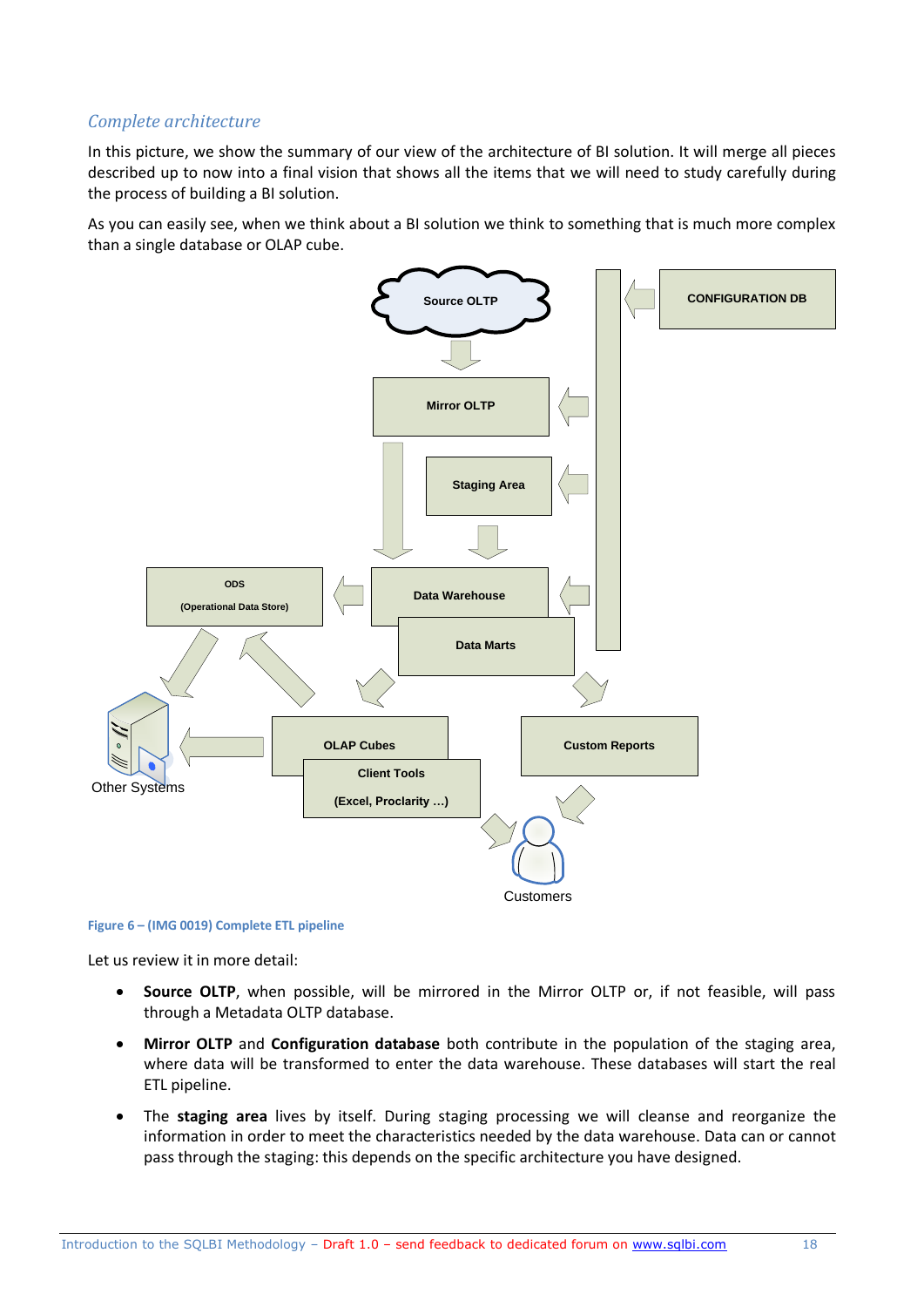### *Complete architecture*

In this picture, we show the summary of our view of the architecture of BI solution. It will merge all pieces described up to now into a final vision that shows all the items that we will need to study carefully during the process of building a BI solution.

As you can easily see, when we think about a BI solution we think to something that is much more complex than a single database or OLAP cube.

**Figure 6 – (IMG 0019) Complete ETL pipeline**

Let us review it in more detail:

- **Source OLTP**, when possible, will be mirrored in the Mirror OLTP or, if not feasible, will pass through a Metadata OLTP database.
- **Mirror OLTP** and **Configuration database** both contribute in the population of the staging area, where data will be transformed to enter the data warehouse. These databases will start the real ETL pipeline.
- The **staging area** lives by itself. During staging processing we will cleanse and reorganize the information in order to meet the characteristics needed by the data warehouse. Data can or cannot pass through the staging: this depends on the specific architecture you have designed.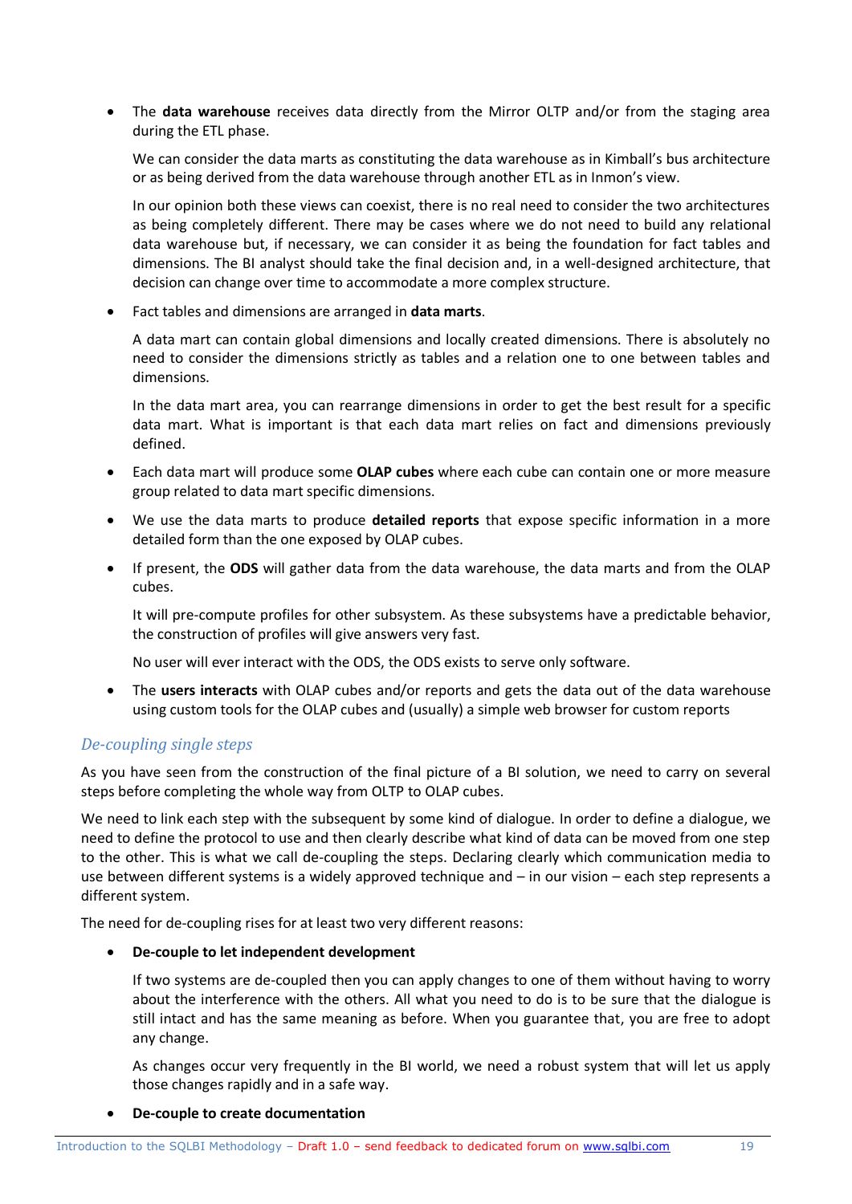- The **data warehouse** receives data directly from the Mirror OLTP and/or from the staging area during the ETL phase.

  We can consider the data marts as constituting the data warehouse as in Kimball's bus architecture or as being derived from the data warehouse through another ETL as in Inmon's view.

  In our opinion both these views can coexist, there is no real need to consider the two architectures as being completely different. There may be cases where we do not need to build any relational data warehouse but, if necessary, we can consider it as being the foundation for fact tables and dimensions. The BI analyst should take the final decision and, in a well-designed architecture, that decision can change over time to accommodate a more complex structure.

- Fact tables and dimensions are arranged in **data marts**.

  A data mart can contain global dimensions and locally created dimensions. There is absolutely no need to consider the dimensions strictly as tables and a relation one to one between tables and dimensions.

  In the data mart area, you can rearrange dimensions in order to get the best result for a specific data mart. What is important is that each data mart relies on fact and dimensions previously defined.

- Each data mart will produce some **OLAP cubes** where each cube can contain one or more measure group related to data mart specific dimensions.
- We use the data marts to produce **detailed reports** that expose specific information in a more detailed form than the one exposed by OLAP cubes.
- If present, the **ODS** will gather data from the data warehouse, the data marts and from the OLAP cubes.

  It will pre-compute profiles for other subsystem. As these subsystems have a predictable behavior, the construction of profiles will give answers very fast.

  No user will ever interact with the ODS, the ODS exists to serve only software.

- The **users interacts** with OLAP cubes and/or reports and gets the data out of the data warehouse using custom tools for the OLAP cubes and (usually) a simple web browser for custom reports

### *De-coupling single steps*

As you have seen from the construction of the final picture of a BI solution, we need to carry on several steps before completing the whole way from OLTP to OLAP cubes.

We need to link each step with the subsequent by some kind of dialogue. In order to define a dialogue, we need to define the protocol to use and then clearly describe what kind of data can be moved from one step to the other. This is what we call de-coupling the steps. Declaring clearly which communication media to use between different systems is a widely approved technique and – in our vision – each step represents a different system.

The need for de-coupling rises for at least two very different reasons:

- **De-couple to let independent development**

  If two systems are de-coupled then you can apply changes to one of them without having to worry about the interference with the others. All what you need to do is to be sure that the dialogue is still intact and has the same meaning as before. When you guarantee that, you are free to adopt any change.

  As changes occur very frequently in the BI world, we need a robust system that will let us apply those changes rapidly and in a safe way.

- **De-couple to create documentation**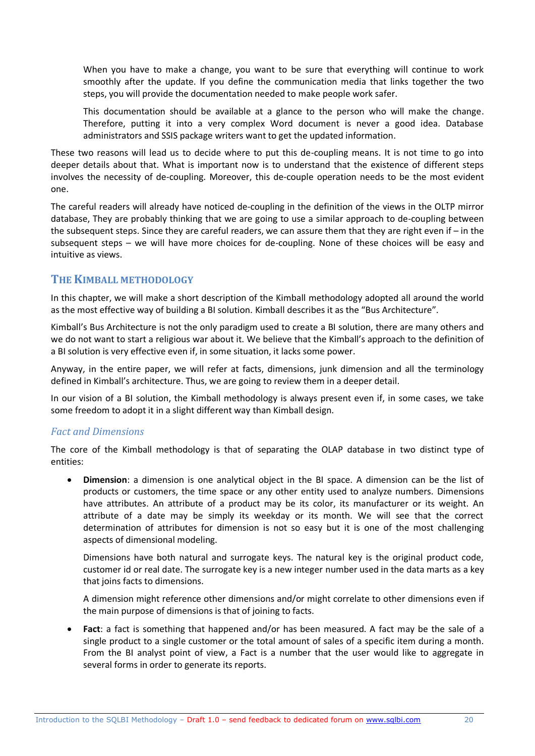When you have to make a change, you want to be sure that everything will continue to work smoothly after the update. If you define the communication media that links together the two steps, you will provide the documentation needed to make people work safer.

This documentation should be available at a glance to the person who will make the change. Therefore, putting it into a very complex Word document is never a good idea. Database administrators and SSIS package writers want to get the updated information.

These two reasons will lead us to decide where to put this de-coupling means. It is not time to go into deeper details about that. What is important now is to understand that the existence of different steps involves the necessity of de-coupling. Moreover, this de-couple operation needs to be the most evident one.

The careful readers will already have noticed de-coupling in the definition of the views in the OLTP mirror database, They are probably thinking that we are going to use a similar approach to de-coupling between the subsequent steps. Since they are careful readers, we can assure them that they are right even if – in the subsequent steps – we will have more choices for de-coupling. None of these choices will be easy and intuitive as views.

## The Kimball methodology

In this chapter, we will make a short description of the Kimball methodology adopted all around the world as the most effective way of building a BI solution. Kimball describes it as the "Bus Architecture".

Kimball's Bus Architecture is not the only paradigm used to create a BI solution, there are many others and we do not want to start a religious war about it. We believe that the Kimball's approach to the definition of a BI solution is very effective even if, in some situation, it lacks some power.

Anyway, in the entire paper, we will refer at facts, dimensions, junk dimension and all the terminology defined in Kimball's architecture. Thus, we are going to review them in a deeper detail.

In our vision of a BI solution, the Kimball methodology is always present even if, in some cases, we take some freedom to adopt it in a slight different way than Kimball design.

### *Fact and Dimensions*

The core of the Kimball methodology is that of separating the OLAP database in two distinct type of entities:

- **Dimension**: a dimension is one analytical object in the BI space. A dimension can be the list of products or customers, the time space or any other entity used to analyze numbers. Dimensions have attributes. An attribute of a product may be its color, its manufacturer or its weight. An attribute of a date may be simply its weekday or its month. We will see that the correct determination of attributes for dimension is not so easy but it is one of the most challenging aspects of dimensional modeling.

  Dimensions have both natural and surrogate keys. The natural key is the original product code, customer id or real date. The surrogate key is a new integer number used in the data marts as a key that joins facts to dimensions.

  A dimension might reference other dimensions and/or might correlate to other dimensions even if the main purpose of dimensions is that of joining to facts.

- **Fact**: a fact is something that happened and/or has been measured. A fact may be the sale of a single product to a single customer or the total amount of sales of a specific item during a month. From the BI analyst point of view, a Fact is a number that the user would like to aggregate in several forms in order to generate its reports.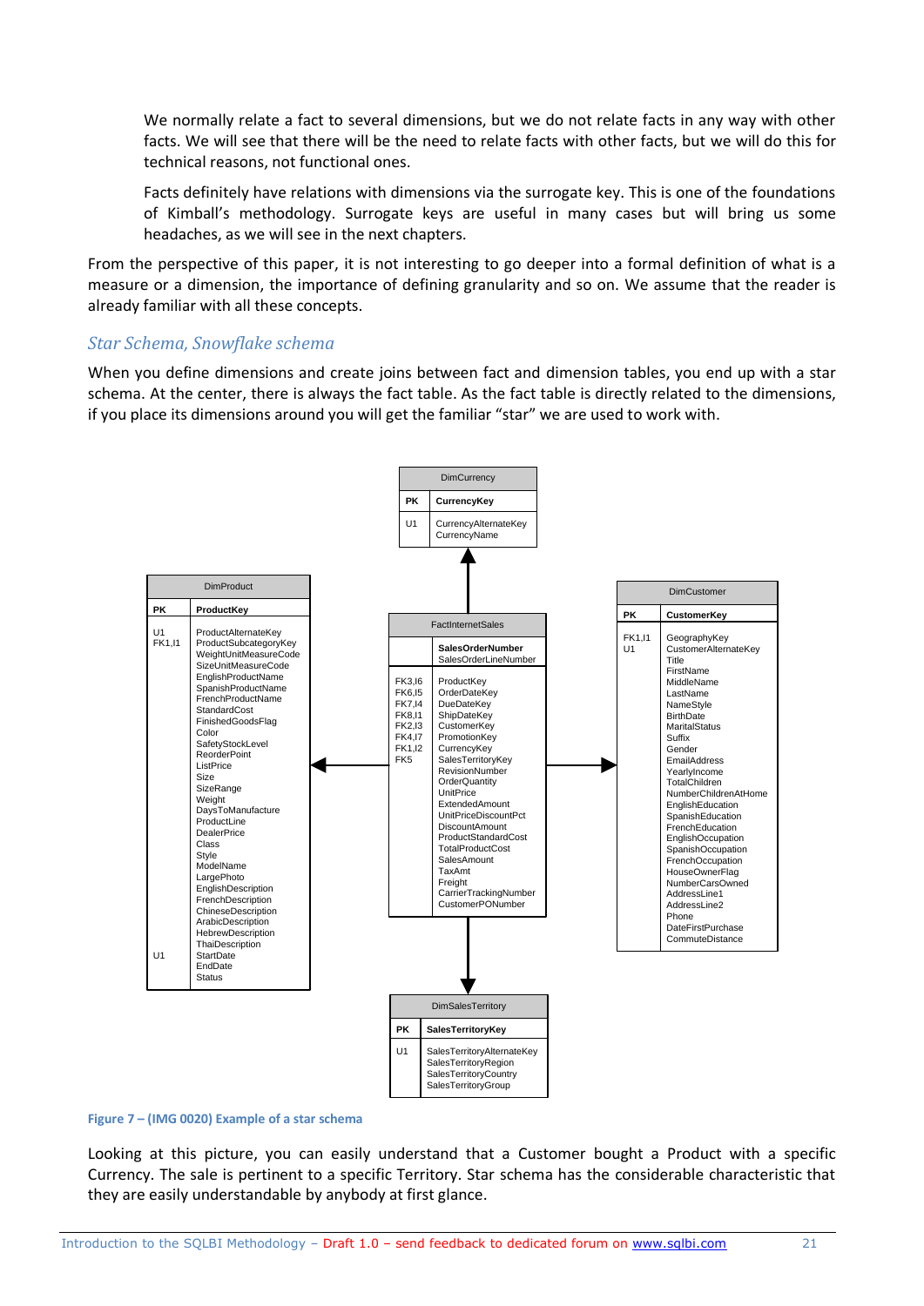We normally relate a fact to several dimensions, but we do not relate facts in any way with other facts. We will see that there will be the need to relate facts with other facts, but we will do this for technical reasons, not functional ones.

Facts definitely have relations with dimensions via the surrogate key. This is one of the foundations of Kimball's methodology. Surrogate keys are useful in many cases but will bring us some headaches, as we will see in the next chapters.

From the perspective of this paper, it is not interesting to go deeper into a formal definition of what is a measure or a dimension, the importance of defining granularity and so on. We assume that the reader is already familiar with all these concepts.

## *Star Schema, Snowflake schema*

When you define dimensions and create joins between fact and dimension tables, you end up with a star schema. At the center, there is always the fact table. As the fact table is directly related to the dimensions, if you place its dimensions around you will get the familiar "star" we are used to work with.

**Figure 7 – (IMG 0020) Example of a star schema**

Looking at this picture, you can easily understand that a Customer bought a Product with a specific Currency. The sale is pertinent to a specific Territory. Star schema has the considerable characteristic that they are easily understandable by anybody at first glance.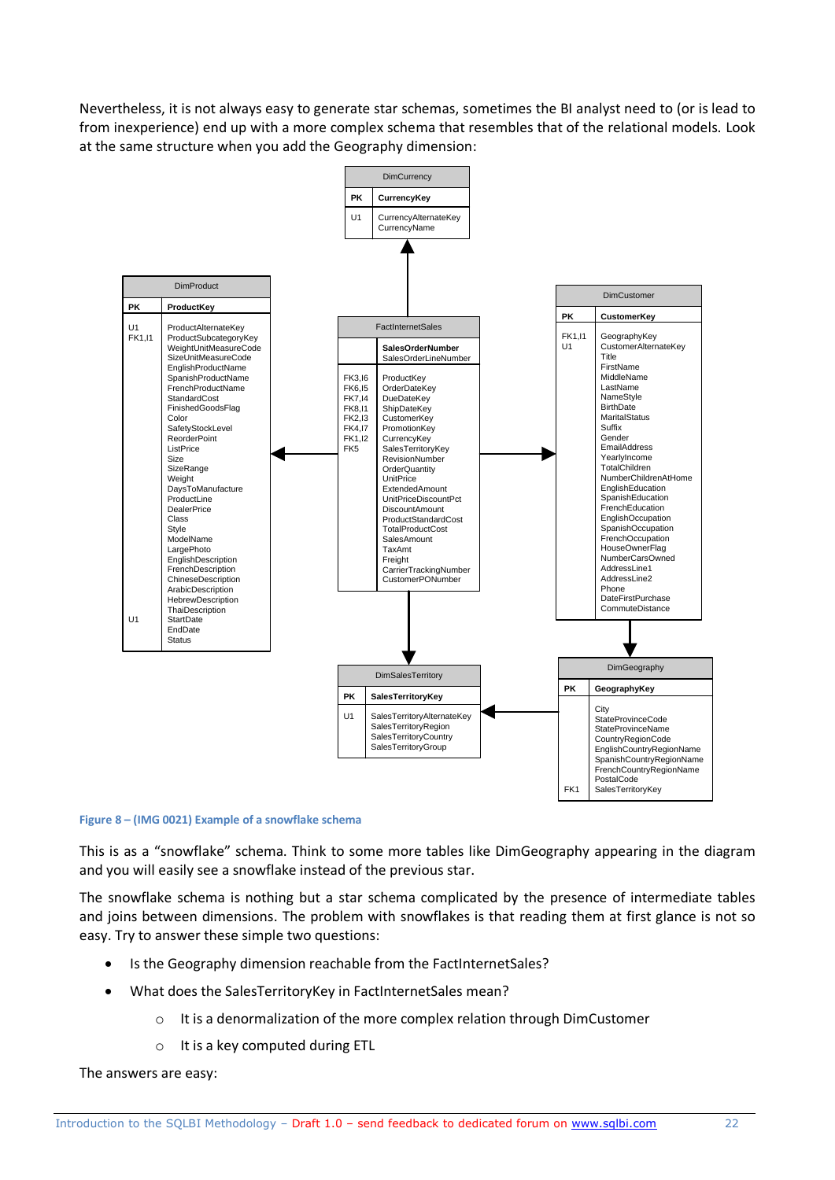Nevertheless, it is not always easy to generate star schemas, sometimes the BI analyst need to (or is lead to from inexperience) end up with a more complex schema that resembles that of the relational models. Look at the same structure when you add the Geography dimension:

**Figure 8 – (IMG 0021) Example of a snowflake schema**

This is as a "snowflake" schema. Think to some more tables like DimGeography appearing in the diagram and you will easily see a snowflake instead of the previous star.

The snowflake schema is nothing but a star schema complicated by the presence of intermediate tables and joins between dimensions. The problem with snowflakes is that reading them at first glance is not so easy. Try to answer these simple two questions:

- Is the Geography dimension reachable from the FactInternetSales?
- What does the SalesTerritoryKey in FactInternetSales mean?
    - It is a denormalization of the more complex relation through DimCustomer
    - It is a key computed during ETL

The answers are easy: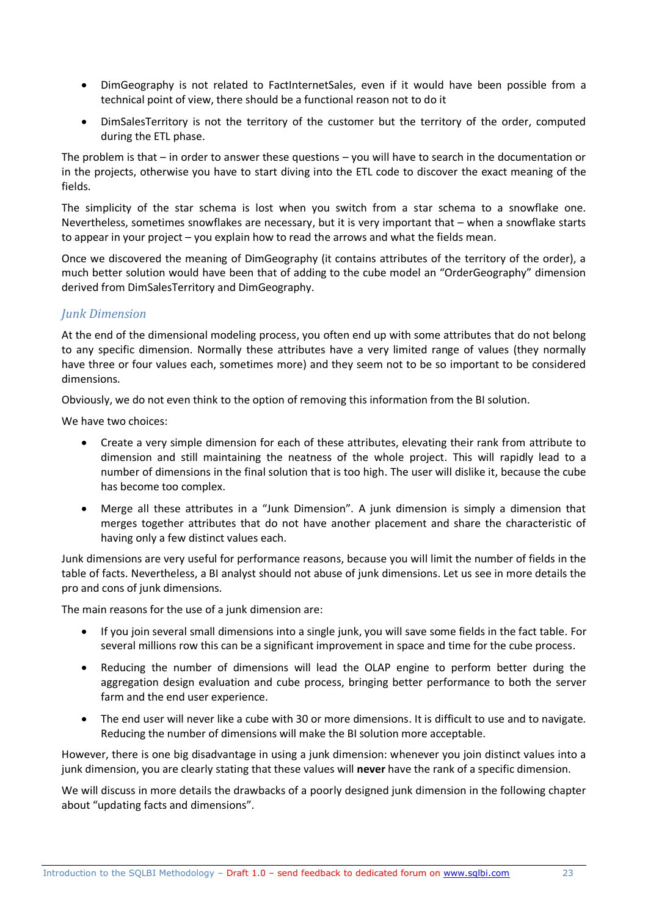- DimGeography is not related to FactInternetSales, even if it would have been possible from a technical point of view, there should be a functional reason not to do it
- DimSalesTerritory is not the territory of the customer but the territory of the order, computed during the ETL phase.

The problem is that – in order to answer these questions – you will have to search in the documentation or in the projects, otherwise you have to start diving into the ETL code to discover the exact meaning of the fields.

The simplicity of the star schema is lost when you switch from a star schema to a snowflake one. Nevertheless, sometimes snowflakes are necessary, but it is very important that – when a snowflake starts to appear in your project – you explain how to read the arrows and what the fields mean.

Once we discovered the meaning of DimGeography (it contains attributes of the territory of the order), a much better solution would have been that of adding to the cube model an "OrderGeography" dimension derived from DimSalesTerritory and DimGeography.

### *Junk Dimension*

At the end of the dimensional modeling process, you often end up with some attributes that do not belong to any specific dimension. Normally these attributes have a very limited range of values (they normally have three or four values each, sometimes more) and they seem not to be so important to be considered dimensions.

Obviously, we do not even think to the option of removing this information from the BI solution.

We have two choices:

- Create a very simple dimension for each of these attributes, elevating their rank from attribute to dimension and still maintaining the neatness of the whole project. This will rapidly lead to a number of dimensions in the final solution that is too high. The user will dislike it, because the cube has become too complex.
- Merge all these attributes in a "Junk Dimension". A junk dimension is simply a dimension that merges together attributes that do not have another placement and share the characteristic of having only a few distinct values each.

Junk dimensions are very useful for performance reasons, because you will limit the number of fields in the table of facts. Nevertheless, a BI analyst should not abuse of junk dimensions. Let us see in more details the pro and cons of junk dimensions.

The main reasons for the use of a junk dimension are:

- If you join several small dimensions into a single junk, you will save some fields in the fact table. For several millions row this can be a significant improvement in space and time for the cube process.
- Reducing the number of dimensions will lead the OLAP engine to perform better during the aggregation design evaluation and cube process, bringing better performance to both the server farm and the end user experience.
- The end user will never like a cube with 30 or more dimensions. It is difficult to use and to navigate. Reducing the number of dimensions will make the BI solution more acceptable.

However, there is one big disadvantage in using a junk dimension: whenever you join distinct values into a junk dimension, you are clearly stating that these values will **never** have the rank of a specific dimension.

We will discuss in more details the drawbacks of a poorly designed junk dimension in the following chapter about "updating facts and dimensions".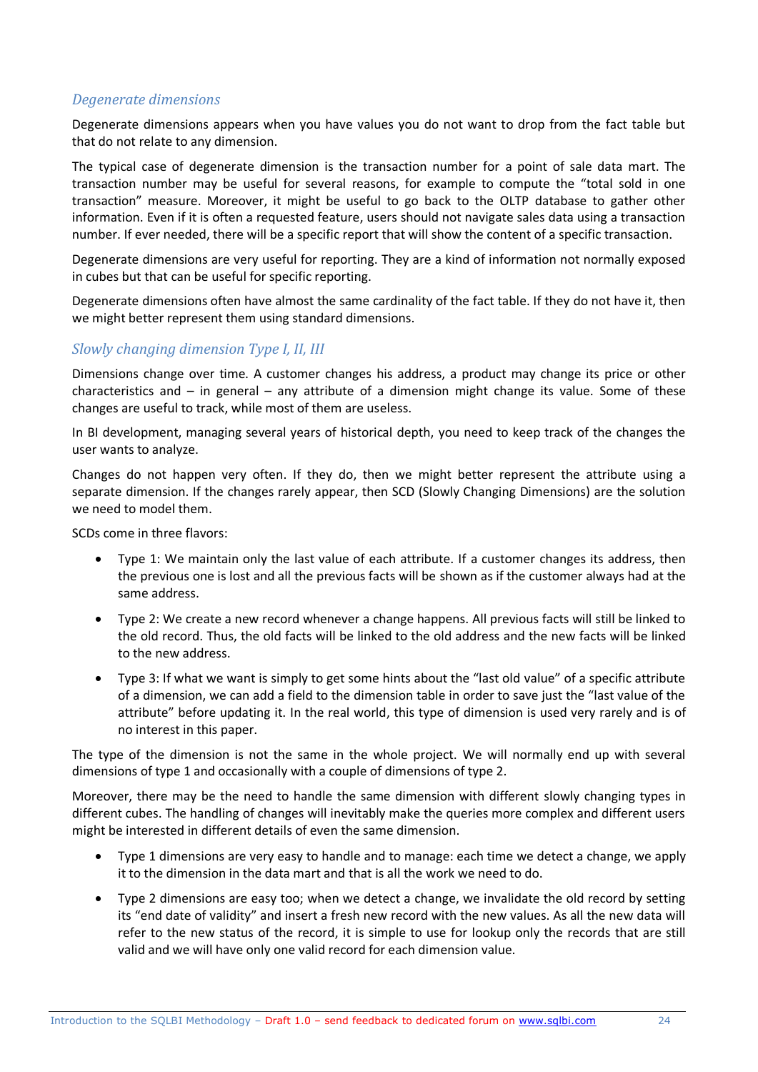### *Degenerate dimensions*

Degenerate dimensions appears when you have values you do not want to drop from the fact table but that do not relate to any dimension.

The typical case of degenerate dimension is the transaction number for a point of sale data mart. The transaction number may be useful for several reasons, for example to compute the "total sold in one transaction" measure. Moreover, it might be useful to go back to the OLTP database to gather other information. Even if it is often a requested feature, users should not navigate sales data using a transaction number. If ever needed, there will be a specific report that will show the content of a specific transaction.

Degenerate dimensions are very useful for reporting. They are a kind of information not normally exposed in cubes but that can be useful for specific reporting.

Degenerate dimensions often have almost the same cardinality of the fact table. If they do not have it, then we might better represent them using standard dimensions.

### *Slowly changing dimension Type I, II, III*

Dimensions change over time. A customer changes his address, a product may change its price or other characteristics and – in general – any attribute of a dimension might change its value. Some of these changes are useful to track, while most of them are useless.

In BI development, managing several years of historical depth, you need to keep track of the changes the user wants to analyze.

Changes do not happen very often. If they do, then we might better represent the attribute using a separate dimension. If the changes rarely appear, then SCD (Slowly Changing Dimensions) are the solution we need to model them.

SCDs come in three flavors:

- Type 1: We maintain only the last value of each attribute. If a customer changes its address, then the previous one is lost and all the previous facts will be shown as if the customer always had at the same address.
- Type 2: We create a new record whenever a change happens. All previous facts will still be linked to the old record. Thus, the old facts will be linked to the old address and the new facts will be linked to the new address.
- Type 3: If what we want is simply to get some hints about the "last old value" of a specific attribute of a dimension, we can add a field to the dimension table in order to save just the "last value of the attribute" before updating it. In the real world, this type of dimension is used very rarely and is of no interest in this paper.

The type of the dimension is not the same in the whole project. We will normally end up with several dimensions of type 1 and occasionally with a couple of dimensions of type 2.

Moreover, there may be the need to handle the same dimension with different slowly changing types in different cubes. The handling of changes will inevitably make the queries more complex and different users might be interested in different details of even the same dimension.

- Type 1 dimensions are very easy to handle and to manage: each time we detect a change, we apply it to the dimension in the data mart and that is all the work we need to do.
- Type 2 dimensions are easy too; when we detect a change, we invalidate the old record by setting its "end date of validity" and insert a fresh new record with the new values. As all the new data will refer to the new status of the record, it is simple to use for lookup only the records that are still valid and we will have only one valid record for each dimension value.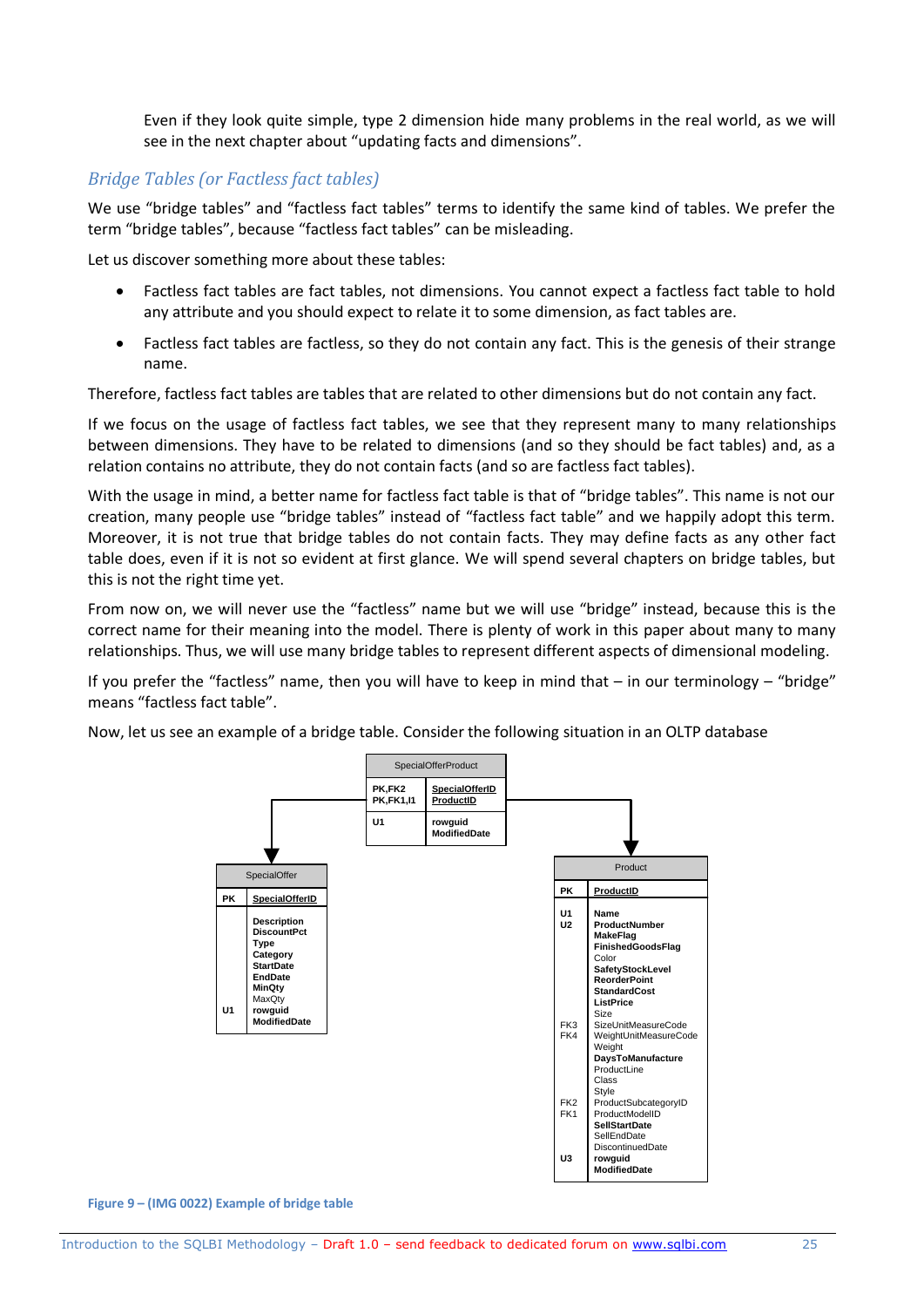Even if they look quite simple, type 2 dimension hide many problems in the real world, as we will see in the next chapter about "updating facts and dimensions".

## *Bridge Tables (or Factless fact tables)*

We use "bridge tables" and "factless fact tables" terms to identify the same kind of tables. We prefer the term "bridge tables", because "factless fact tables" can be misleading.

Let us discover something more about these tables:

- Factless fact tables are fact tables, not dimensions. You cannot expect a factless fact table to hold any attribute and you should expect to relate it to some dimension, as fact tables are.
- Factless fact tables are factless, so they do not contain any fact. This is the genesis of their strange name.

Therefore, factless fact tables are tables that are related to other dimensions but do not contain any fact.

If we focus on the usage of factless fact tables, we see that they represent many to many relationships between dimensions. They have to be related to dimensions (and so they should be fact tables) and, as a relation contains no attribute, they do not contain facts (and so are factless fact tables).

With the usage in mind, a better name for factless fact table is that of "bridge tables". This name is not our creation, many people use "bridge tables" instead of "factless fact table" and we happily adopt this term. Moreover, it is not true that bridge tables do not contain facts. They may define facts as any other fact table does, even if it is not so evident at first glance. We will spend several chapters on bridge tables, but this is not the right time yet.

From now on, we will never use the "factless" name but we will use "bridge" instead, because this is the correct name for their meaning into the model. There is plenty of work in this paper about many to many relationships. Thus, we will use many bridge tables to represent different aspects of dimensional modeling.

If you prefer the "factless" name, then you will have to keep in mind that – in our terminology – "bridge" means "factless fact table".

Now, let us see an example of a bridge table. Consider the following situation in an OLTP database

**SpecialOfferProduct**

| Key | Column |
| --- | --- |
| PK,FK2 | **SpecialOfferID** |
| PK,FK1,I1 | **ProductID** |
| U1 | rowguid |
| | ModifiedDate |

**SpecialOffer**

| Key | Column |
| --- | --- |
| PK | **SpecialOfferID** |
| | Description |
| | DiscountPct |
| | Type |
| | Category |
| | StartDate |
| | EndDate |
| | MinQty |
| | MaxQty |
| U1 | rowguid |
| | ModifiedDate |

**Product**

| Key | Column |
| --- | --- |
| PK | **ProductID** |
| U1 | Name |
| U2 | ProductNumber |
| | MakeFlag |
| | FinishedGoodsFlag |
| | Color |
| | SafetyStockLevel |
| | ReorderPoint |
| | StandardCost |
| | ListPrice |
| | Size |
| FK3 | SizeUnitMeasureCode |
| FK4 | WeightUnitMeasureCode |
| | Weight |
| | DaysToManufacture |
| | ProductLine |
| | Class |
| | Style |
| FK2 | ProductSubcategoryID |
| FK1 | ProductModelID |
| | SellStartDate |
| | SellEndDate |
| | DiscontinuedDate |
| U3 | rowguid |
| | ModifiedDate |

**Figure 9 – (IMG 0022) Example of bridge table**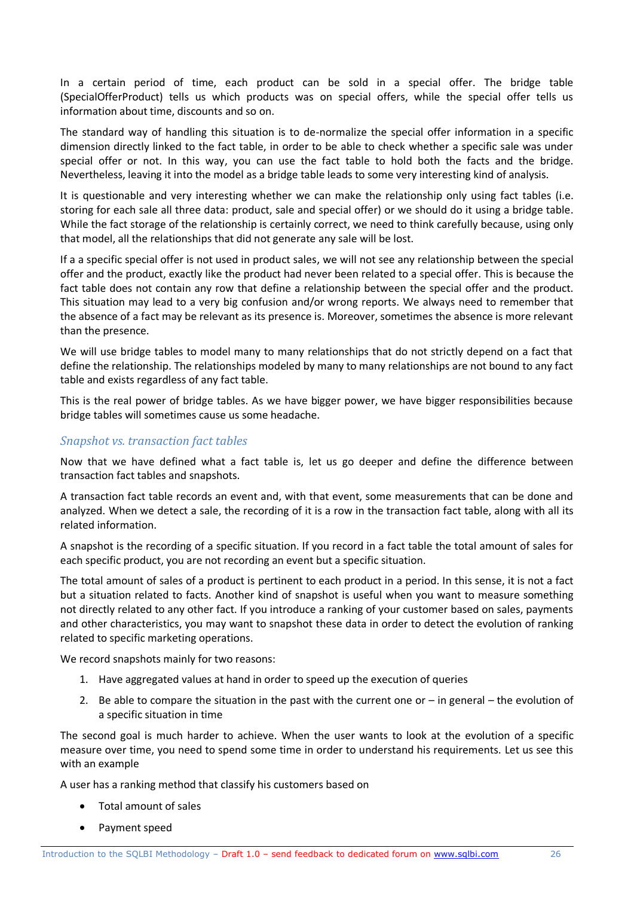In a certain period of time, each product can be sold in a special offer. The bridge table (SpecialOfferProduct) tells us which products was on special offers, while the special offer tells us information about time, discounts and so on.

The standard way of handling this situation is to de-normalize the special offer information in a specific dimension directly linked to the fact table, in order to be able to check whether a specific sale was under special offer or not. In this way, you can use the fact table to hold both the facts and the bridge. Nevertheless, leaving it into the model as a bridge table leads to some very interesting kind of analysis.

It is questionable and very interesting whether we can make the relationship only using fact tables (i.e. storing for each sale all three data: product, sale and special offer) or we should do it using a bridge table. While the fact storage of the relationship is certainly correct, we need to think carefully because, using only that model, all the relationships that did not generate any sale will be lost.

If a a specific special offer is not used in product sales, we will not see any relationship between the special offer and the product, exactly like the product had never been related to a special offer. This is because the fact table does not contain any row that define a relationship between the special offer and the product. This situation may lead to a very big confusion and/or wrong reports. We always need to remember that the absence of a fact may be relevant as its presence is. Moreover, sometimes the absence is more relevant than the presence.

We will use bridge tables to model many to many relationships that do not strictly depend on a fact that define the relationship. The relationships modeled by many to many relationships are not bound to any fact table and exists regardless of any fact table.

This is the real power of bridge tables. As we have bigger power, we have bigger responsibilities because bridge tables will sometimes cause us some headache.

### *Snapshot vs. transaction fact tables*

Now that we have defined what a fact table is, let us go deeper and define the difference between transaction fact tables and snapshots.

A transaction fact table records an event and, with that event, some measurements that can be done and analyzed. When we detect a sale, the recording of it is a row in the transaction fact table, along with all its related information.

A snapshot is the recording of a specific situation. If you record in a fact table the total amount of sales for each specific product, you are not recording an event but a specific situation.

The total amount of sales of a product is pertinent to each product in a period. In this sense, it is not a fact but a situation related to facts. Another kind of snapshot is useful when you want to measure something not directly related to any other fact. If you introduce a ranking of your customer based on sales, payments and other characteristics, you may want to snapshot these data in order to detect the evolution of ranking related to specific marketing operations.

We record snapshots mainly for two reasons:

1. Have aggregated values at hand in order to speed up the execution of queries
2. Be able to compare the situation in the past with the current one or – in general – the evolution of a specific situation in time

The second goal is much harder to achieve. When the user wants to look at the evolution of a specific measure over time, you need to spend some time in order to understand his requirements. Let us see this with an example

A user has a ranking method that classify his customers based on

- Total amount of sales
- Payment speed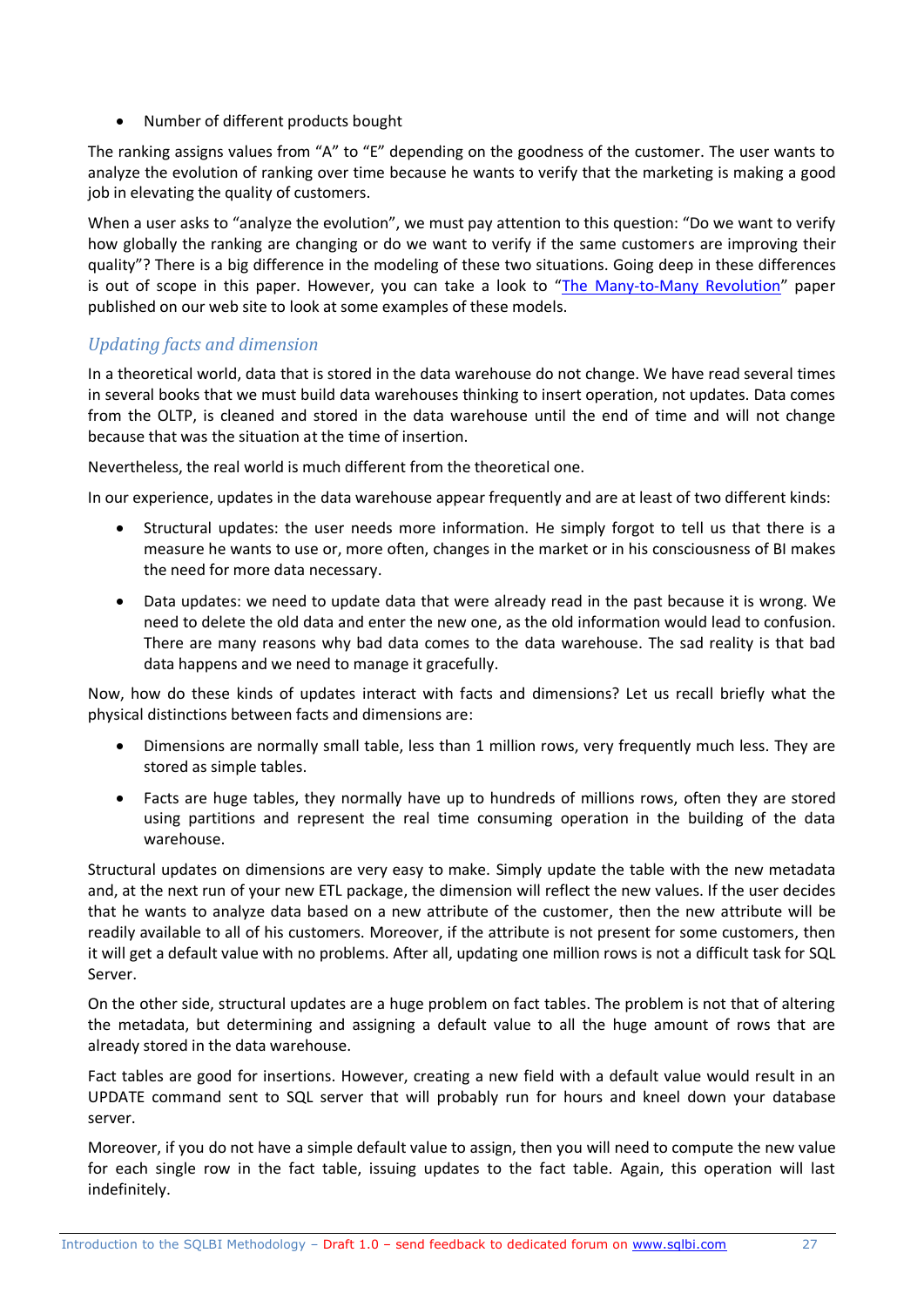- Number of different products bought

The ranking assigns values from "A" to "E" depending on the goodness of the customer. The user wants to analyze the evolution of ranking over time because he wants to verify that the marketing is making a good job in elevating the quality of customers.

When a user asks to "analyze the evolution", we must pay attention to this question: "Do we want to verify how globally the ranking are changing or do we want to verify if the same customers are improving their quality"? There is a big difference in the modeling of these two situations. Going deep in these differences is out of scope in this paper. However, you can take a look to "The Many-to-Many Revolution" paper published on our web site to look at some examples of these models.

### *Updating facts and dimension*

In a theoretical world, data that is stored in the data warehouse do not change. We have read several times in several books that we must build data warehouses thinking to insert operation, not updates. Data comes from the OLTP, is cleaned and stored in the data warehouse until the end of time and will not change because that was the situation at the time of insertion.

Nevertheless, the real world is much different from the theoretical one.

In our experience, updates in the data warehouse appear frequently and are at least of two different kinds:

- Structural updates: the user needs more information. He simply forgot to tell us that there is a measure he wants to use or, more often, changes in the market or in his consciousness of BI makes the need for more data necessary.
- Data updates: we need to update data that were already read in the past because it is wrong. We need to delete the old data and enter the new one, as the old information would lead to confusion. There are many reasons why bad data comes to the data warehouse. The sad reality is that bad data happens and we need to manage it gracefully.

Now, how do these kinds of updates interact with facts and dimensions? Let us recall briefly what the physical distinctions between facts and dimensions are:

- Dimensions are normally small table, less than 1 million rows, very frequently much less. They are stored as simple tables.
- Facts are huge tables, they normally have up to hundreds of millions rows, often they are stored using partitions and represent the real time consuming operation in the building of the data warehouse.

Structural updates on dimensions are very easy to make. Simply update the table with the new metadata and, at the next run of your new ETL package, the dimension will reflect the new values. If the user decides that he wants to analyze data based on a new attribute of the customer, then the new attribute will be readily available to all of his customers. Moreover, if the attribute is not present for some customers, then it will get a default value with no problems. After all, updating one million rows is not a difficult task for SQL Server.

On the other side, structural updates are a huge problem on fact tables. The problem is not that of altering the metadata, but determining and assigning a default value to all the huge amount of rows that are already stored in the data warehouse.

Fact tables are good for insertions. However, creating a new field with a default value would result in an UPDATE command sent to SQL server that will probably run for hours and kneel down your database server.

Moreover, if you do not have a simple default value to assign, then you will need to compute the new value for each single row in the fact table, issuing updates to the fact table. Again, this operation will last indefinitely.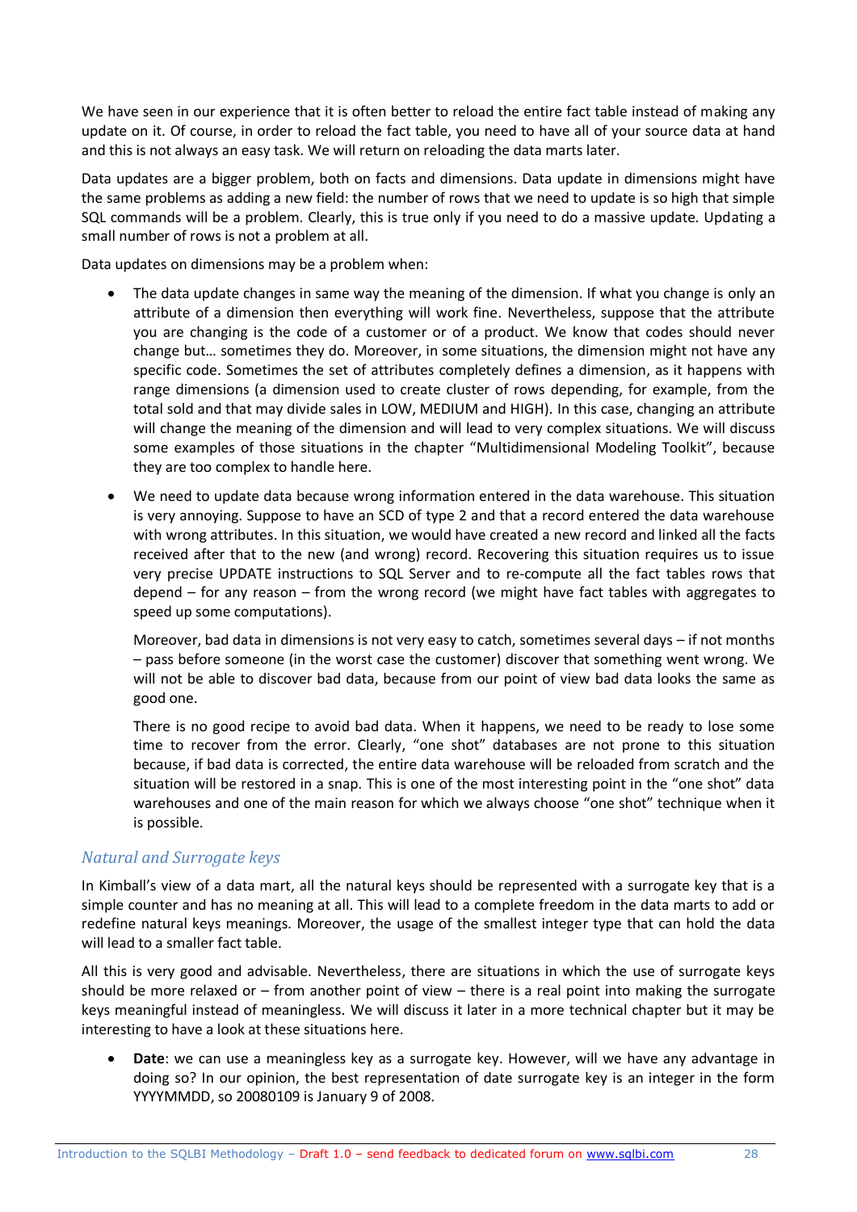We have seen in our experience that it is often better to reload the entire fact table instead of making any update on it. Of course, in order to reload the fact table, you need to have all of your source data at hand and this is not always an easy task. We will return on reloading the data marts later.

Data updates are a bigger problem, both on facts and dimensions. Data update in dimensions might have the same problems as adding a new field: the number of rows that we need to update is so high that simple SQL commands will be a problem. Clearly, this is true only if you need to do a massive update. Updating a small number of rows is not a problem at all.

Data updates on dimensions may be a problem when:

- The data update changes in same way the meaning of the dimension. If what you change is only an attribute of a dimension then everything will work fine. Nevertheless, suppose that the attribute you are changing is the code of a customer or of a product. We know that codes should never change but… sometimes they do. Moreover, in some situations, the dimension might not have any specific code. Sometimes the set of attributes completely defines a dimension, as it happens with range dimensions (a dimension used to create cluster of rows depending, for example, from the total sold and that may divide sales in LOW, MEDIUM and HIGH). In this case, changing an attribute will change the meaning of the dimension and will lead to very complex situations. We will discuss some examples of those situations in the chapter "Multidimensional Modeling Toolkit", because they are too complex to handle here.
- We need to update data because wrong information entered in the data warehouse. This situation is very annoying. Suppose to have an SCD of type 2 and that a record entered the data warehouse with wrong attributes. In this situation, we would have created a new record and linked all the facts received after that to the new (and wrong) record. Recovering this situation requires us to issue very precise UPDATE instructions to SQL Server and to re-compute all the fact tables rows that depend – for any reason – from the wrong record (we might have fact tables with aggregates to speed up some computations).

  Moreover, bad data in dimensions is not very easy to catch, sometimes several days – if not months – pass before someone (in the worst case the customer) discover that something went wrong. We will not be able to discover bad data, because from our point of view bad data looks the same as good one.

  There is no good recipe to avoid bad data. When it happens, we need to be ready to lose some time to recover from the error. Clearly, "one shot" databases are not prone to this situation because, if bad data is corrected, the entire data warehouse will be reloaded from scratch and the situation will be restored in a snap. This is one of the most interesting point in the "one shot" data warehouses and one of the main reason for which we always choose "one shot" technique when it is possible.

### *Natural and Surrogate keys*

In Kimball's view of a data mart, all the natural keys should be represented with a surrogate key that is a simple counter and has no meaning at all. This will lead to a complete freedom in the data marts to add or redefine natural keys meanings. Moreover, the usage of the smallest integer type that can hold the data will lead to a smaller fact table.

All this is very good and advisable. Nevertheless, there are situations in which the use of surrogate keys should be more relaxed or – from another point of view – there is a real point into making the surrogate keys meaningful instead of meaningless. We will discuss it later in a more technical chapter but it may be interesting to have a look at these situations here.

- **Date**: we can use a meaningless key as a surrogate key. However, will we have any advantage in doing so? In our opinion, the best representation of date surrogate key is an integer in the form YYYYMMDD, so 20080109 is January 9 of 2008.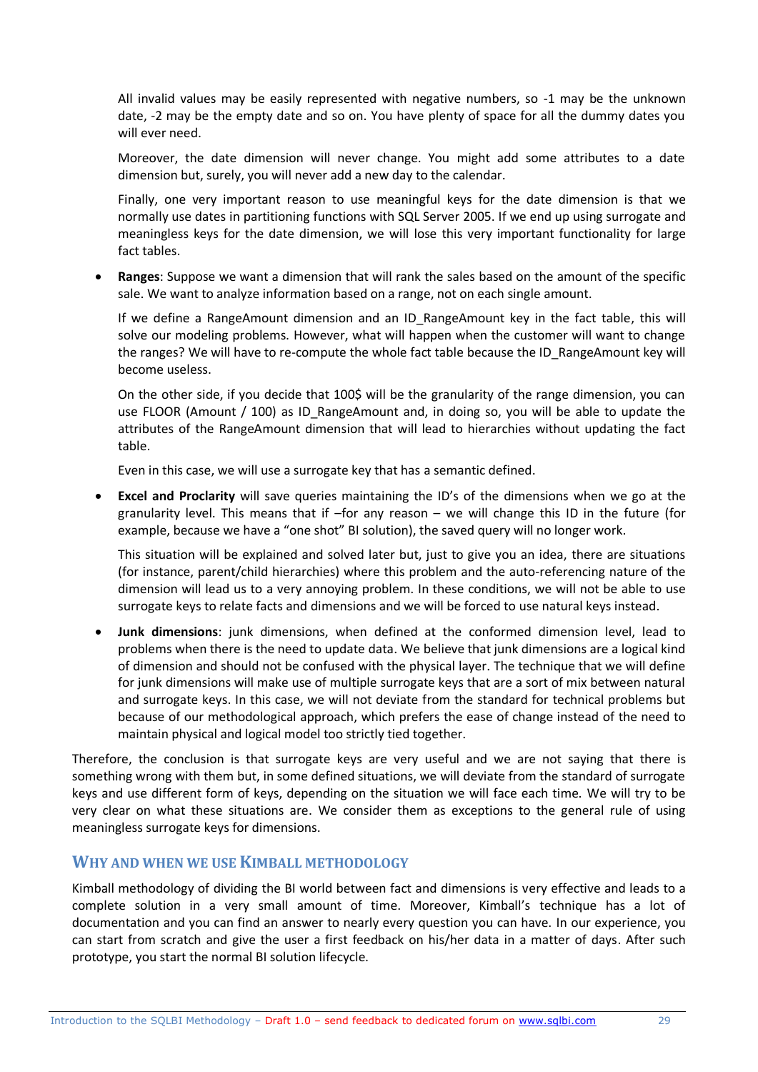All invalid values may be easily represented with negative numbers, so -1 may be the unknown date, -2 may be the empty date and so on. You have plenty of space for all the dummy dates you will ever need.

Moreover, the date dimension will never change. You might add some attributes to a date dimension but, surely, you will never add a new day to the calendar.

Finally, one very important reason to use meaningful keys for the date dimension is that we normally use dates in partitioning functions with SQL Server 2005. If we end up using surrogate and meaningless keys for the date dimension, we will lose this very important functionality for large fact tables.

- **Ranges**: Suppose we want a dimension that will rank the sales based on the amount of the specific sale. We want to analyze information based on a range, not on each single amount.

  If we define a RangeAmount dimension and an ID_RangeAmount key in the fact table, this will solve our modeling problems. However, what will happen when the customer will want to change the ranges? We will have to re-compute the whole fact table because the ID_RangeAmount key will become useless.

  On the other side, if you decide that 100$ will be the granularity of the range dimension, you can use FLOOR (Amount / 100) as ID_RangeAmount and, in doing so, you will be able to update the attributes of the RangeAmount dimension that will lead to hierarchies without updating the fact table.

  Even in this case, we will use a surrogate key that has a semantic defined.

- **Excel and Proclarity** will save queries maintaining the ID's of the dimensions when we go at the granularity level. This means that if –for any reason – we will change this ID in the future (for example, because we have a "one shot" BI solution), the saved query will no longer work.

  This situation will be explained and solved later but, just to give you an idea, there are situations (for instance, parent/child hierarchies) where this problem and the auto-referencing nature of the dimension will lead us to a very annoying problem. In these conditions, we will not be able to use surrogate keys to relate facts and dimensions and we will be forced to use natural keys instead.

- **Junk dimensions**: junk dimensions, when defined at the conformed dimension level, lead to problems when there is the need to update data. We believe that junk dimensions are a logical kind of dimension and should not be confused with the physical layer. The technique that we will define for junk dimensions will make use of multiple surrogate keys that are a sort of mix between natural and surrogate keys. In this case, we will not deviate from the standard for technical problems but because of our methodological approach, which prefers the ease of change instead of the need to maintain physical and logical model too strictly tied together.

Therefore, the conclusion is that surrogate keys are very useful and we are not saying that there is something wrong with them but, in some defined situations, we will deviate from the standard of surrogate keys and use different form of keys, depending on the situation we will face each time. We will try to be very clear on what these situations are. We consider them as exceptions to the general rule of using meaningless surrogate keys for dimensions.

## Why and when we use Kimball methodology

Kimball methodology of dividing the BI world between fact and dimensions is very effective and leads to a complete solution in a very small amount of time. Moreover, Kimball's technique has a lot of documentation and you can find an answer to nearly every question you can have. In our experience, you can start from scratch and give the user a first feedback on his/her data in a matter of days. After such prototype, you start the normal BI solution lifecycle.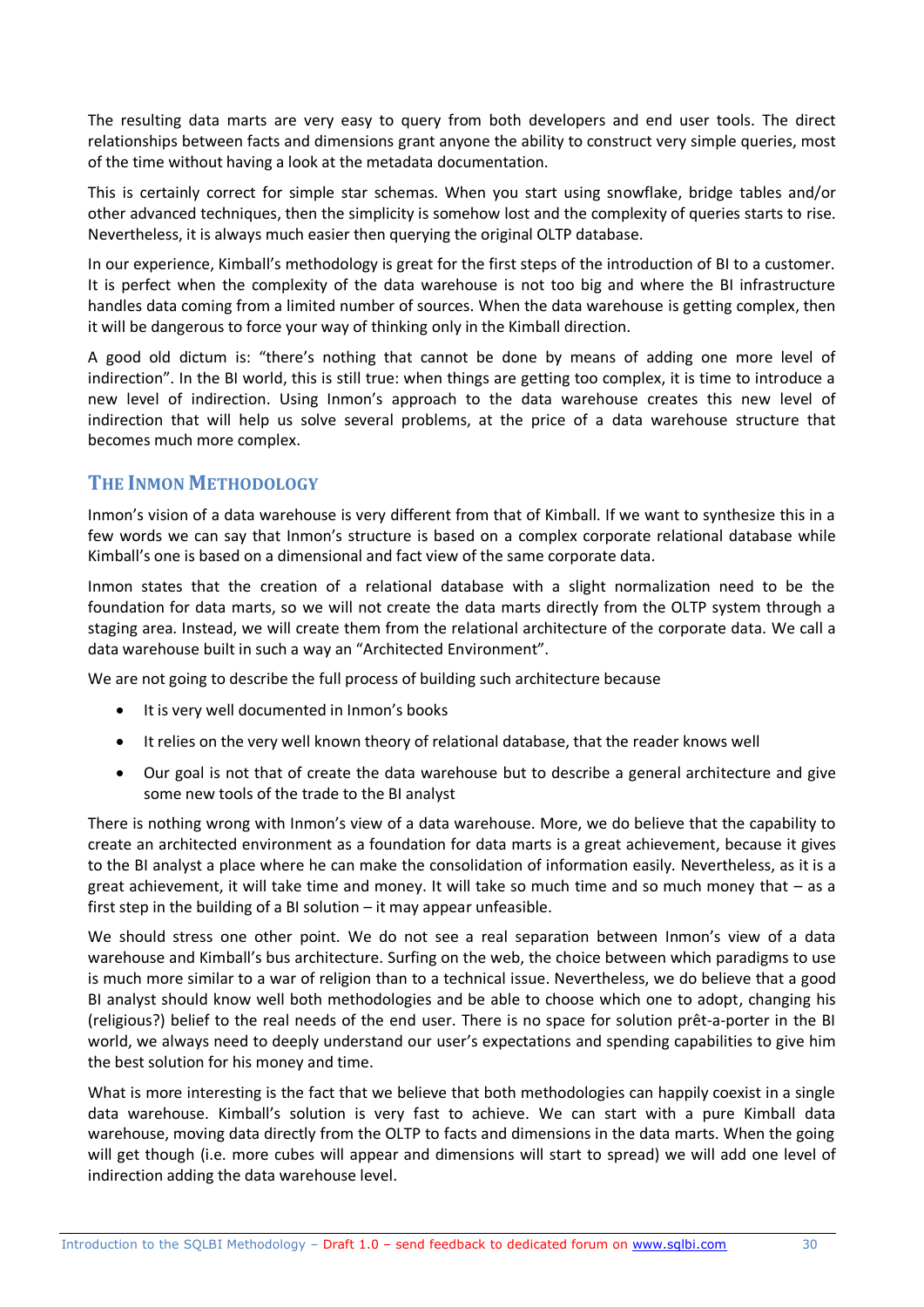The resulting data marts are very easy to query from both developers and end user tools. The direct relationships between facts and dimensions grant anyone the ability to construct very simple queries, most of the time without having a look at the metadata documentation.

This is certainly correct for simple star schemas. When you start using snowflake, bridge tables and/or other advanced techniques, then the simplicity is somehow lost and the complexity of queries starts to rise. Nevertheless, it is always much easier then querying the original OLTP database.

In our experience, Kimball's methodology is great for the first steps of the introduction of BI to a customer. It is perfect when the complexity of the data warehouse is not too big and where the BI infrastructure handles data coming from a limited number of sources. When the data warehouse is getting complex, then it will be dangerous to force your way of thinking only in the Kimball direction.

A good old dictum is: "there's nothing that cannot be done by means of adding one more level of indirection". In the BI world, this is still true: when things are getting too complex, it is time to introduce a new level of indirection. Using Inmon's approach to the data warehouse creates this new level of indirection that will help us solve several problems, at the price of a data warehouse structure that becomes much more complex.

## The Inmon Methodology

Inmon's vision of a data warehouse is very different from that of Kimball. If we want to synthesize this in a few words we can say that Inmon's structure is based on a complex corporate relational database while Kimball's one is based on a dimensional and fact view of the same corporate data.

Inmon states that the creation of a relational database with a slight normalization need to be the foundation for data marts, so we will not create the data marts directly from the OLTP system through a staging area. Instead, we will create them from the relational architecture of the corporate data. We call a data warehouse built in such a way an "Architected Environment".

We are not going to describe the full process of building such architecture because

- It is very well documented in Inmon's books
- It relies on the very well known theory of relational database, that the reader knows well
- Our goal is not that of create the data warehouse but to describe a general architecture and give some new tools of the trade to the BI analyst

There is nothing wrong with Inmon's view of a data warehouse. More, we do believe that the capability to create an architected environment as a foundation for data marts is a great achievement, because it gives to the BI analyst a place where he can make the consolidation of information easily. Nevertheless, as it is a great achievement, it will take time and money. It will take so much time and so much money that – as a first step in the building of a BI solution – it may appear unfeasible.

We should stress one other point. We do not see a real separation between Inmon's view of a data warehouse and Kimball's bus architecture. Surfing on the web, the choice between which paradigms to use is much more similar to a war of religion than to a technical issue. Nevertheless, we do believe that a good BI analyst should know well both methodologies and be able to choose which one to adopt, changing his (religious?) belief to the real needs of the end user. There is no space for solution prêt-a-porter in the BI world, we always need to deeply understand our user's expectations and spending capabilities to give him the best solution for his money and time.

What is more interesting is the fact that we believe that both methodologies can happily coexist in a single data warehouse. Kimball's solution is very fast to achieve. We can start with a pure Kimball data warehouse, moving data directly from the OLTP to facts and dimensions in the data marts. When the going will get though (i.e. more cubes will appear and dimensions will start to spread) we will add one level of indirection adding the data warehouse level.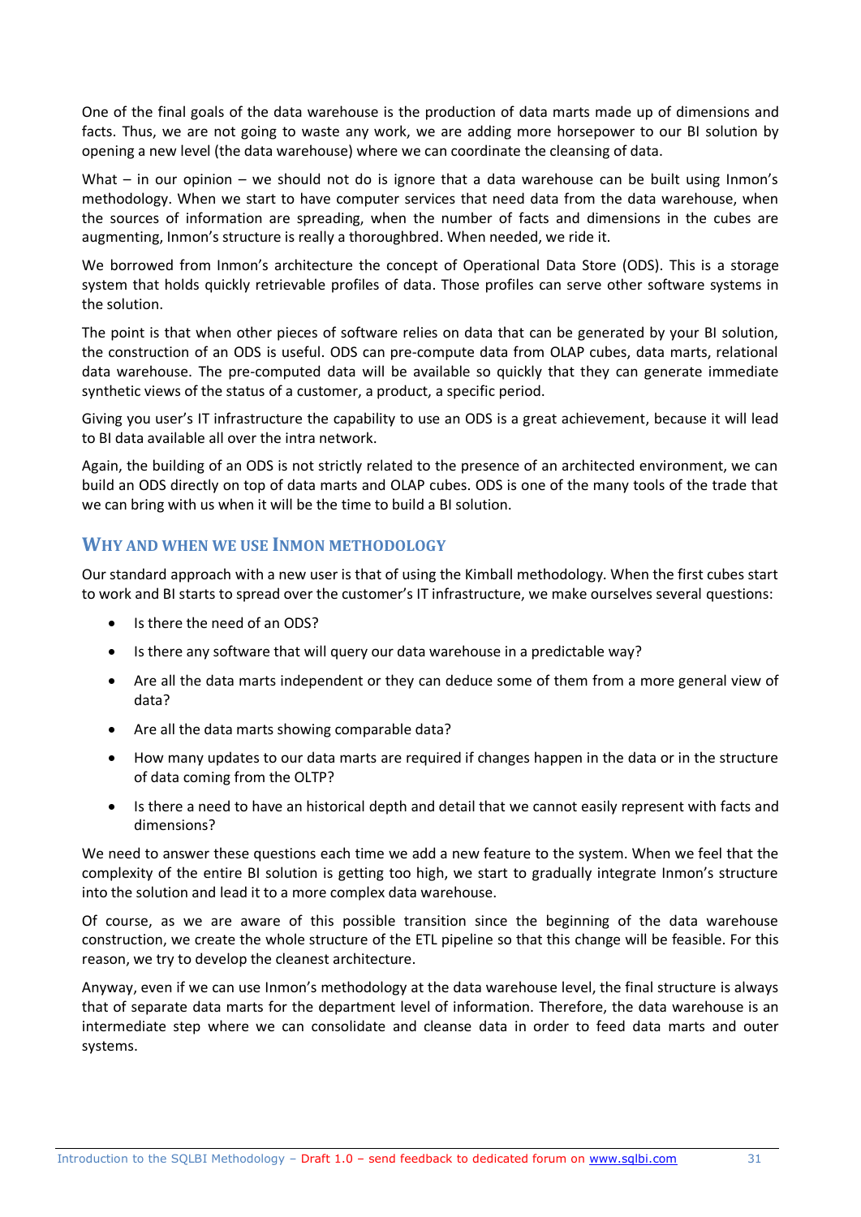One of the final goals of the data warehouse is the production of data marts made up of dimensions and facts. Thus, we are not going to waste any work, we are adding more horsepower to our BI solution by opening a new level (the data warehouse) where we can coordinate the cleansing of data.

What – in our opinion – we should not do is ignore that a data warehouse can be built using Inmon's methodology. When we start to have computer services that need data from the data warehouse, when the sources of information are spreading, when the number of facts and dimensions in the cubes are augmenting, Inmon's structure is really a thoroughbred. When needed, we ride it.

We borrowed from Inmon's architecture the concept of Operational Data Store (ODS). This is a storage system that holds quickly retrievable profiles of data. Those profiles can serve other software systems in the solution.

The point is that when other pieces of software relies on data that can be generated by your BI solution, the construction of an ODS is useful. ODS can pre-compute data from OLAP cubes, data marts, relational data warehouse. The pre-computed data will be available so quickly that they can generate immediate synthetic views of the status of a customer, a product, a specific period.

Giving you user's IT infrastructure the capability to use an ODS is a great achievement, because it will lead to BI data available all over the intra network.

Again, the building of an ODS is not strictly related to the presence of an architected environment, we can build an ODS directly on top of data marts and OLAP cubes. ODS is one of the many tools of the trade that we can bring with us when it will be the time to build a BI solution.

## Why and when we use Inmon methodology

Our standard approach with a new user is that of using the Kimball methodology. When the first cubes start to work and BI starts to spread over the customer's IT infrastructure, we make ourselves several questions:

- Is there the need of an ODS?
- Is there any software that will query our data warehouse in a predictable way?
- Are all the data marts independent or they can deduce some of them from a more general view of data?
- Are all the data marts showing comparable data?
- How many updates to our data marts are required if changes happen in the data or in the structure of data coming from the OLTP?
- Is there a need to have an historical depth and detail that we cannot easily represent with facts and dimensions?

We need to answer these questions each time we add a new feature to the system. When we feel that the complexity of the entire BI solution is getting too high, we start to gradually integrate Inmon's structure into the solution and lead it to a more complex data warehouse.

Of course, as we are aware of this possible transition since the beginning of the data warehouse construction, we create the whole structure of the ETL pipeline so that this change will be feasible. For this reason, we try to develop the cleanest architecture.

Anyway, even if we can use Inmon's methodology at the data warehouse level, the final structure is always that of separate data marts for the department level of information. Therefore, the data warehouse is an intermediate step where we can consolidate and cleanse data in order to feed data marts and outer systems.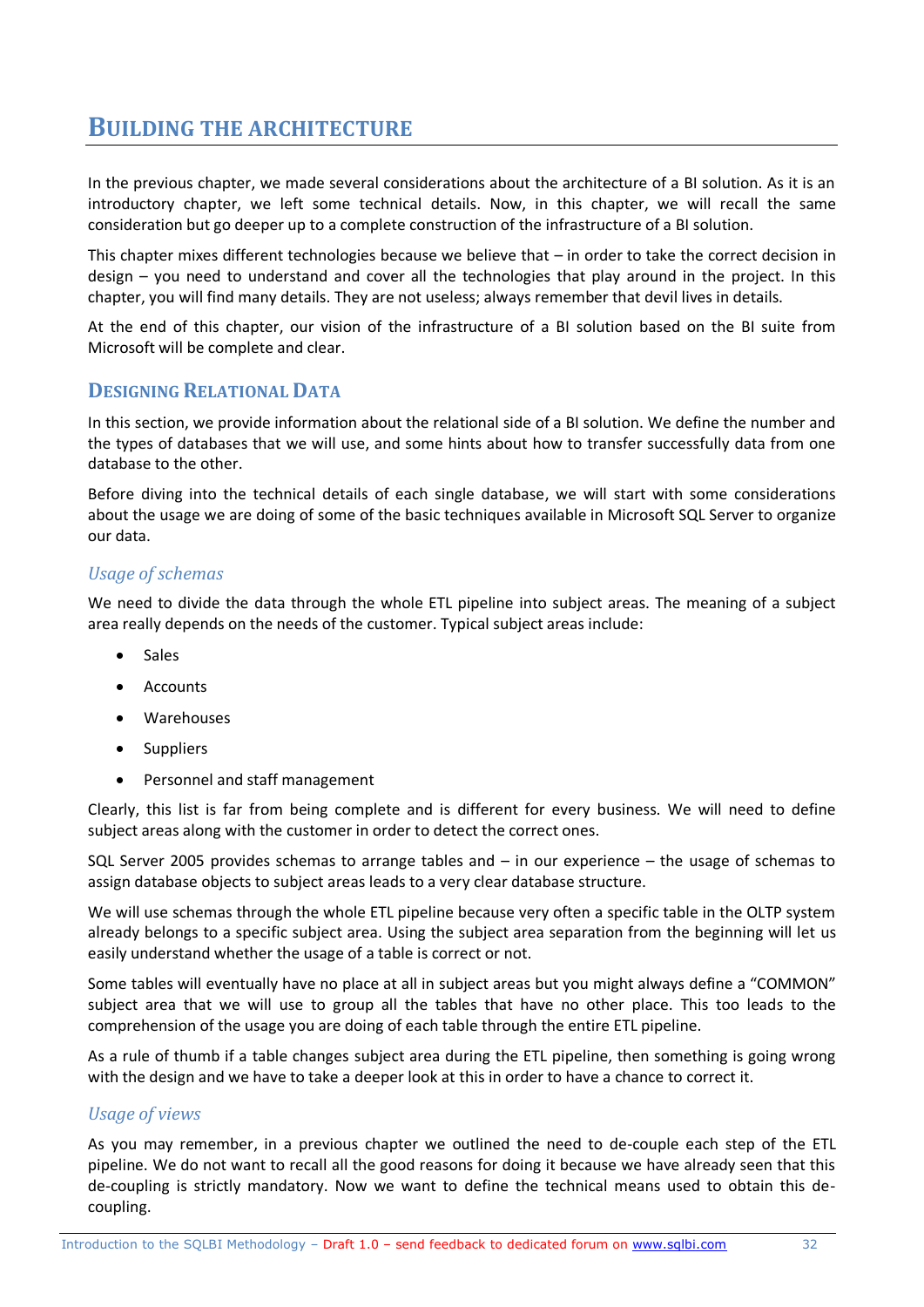# Building the Architecture

In the previous chapter, we made several considerations about the architecture of a BI solution. As it is an introductory chapter, we left some technical details. Now, in this chapter, we will recall the same consideration but go deeper up to a complete construction of the infrastructure of a BI solution.

This chapter mixes different technologies because we believe that – in order to take the correct decision in design – you need to understand and cover all the technologies that play around in the project. In this chapter, you will find many details. They are not useless; always remember that devil lives in details.

At the end of this chapter, our vision of the infrastructure of a BI solution based on the BI suite from Microsoft will be complete and clear.

## Designing Relational Data

In this section, we provide information about the relational side of a BI solution. We define the number and the types of databases that we will use, and some hints about how to transfer successfully data from one database to the other.

Before diving into the technical details of each single database, we will start with some considerations about the usage we are doing of some of the basic techniques available in Microsoft SQL Server to organize our data.

### *Usage of schemas*

We need to divide the data through the whole ETL pipeline into subject areas. The meaning of a subject area really depends on the needs of the customer. Typical subject areas include:

- Sales
- Accounts
- Warehouses
- Suppliers
- Personnel and staff management

Clearly, this list is far from being complete and is different for every business. We will need to define subject areas along with the customer in order to detect the correct ones.

SQL Server 2005 provides schemas to arrange tables and – in our experience – the usage of schemas to assign database objects to subject areas leads to a very clear database structure.

We will use schemas through the whole ETL pipeline because very often a specific table in the OLTP system already belongs to a specific subject area. Using the subject area separation from the beginning will let us easily understand whether the usage of a table is correct or not.

Some tables will eventually have no place at all in subject areas but you might always define a "COMMON" subject area that we will use to group all the tables that have no other place. This too leads to the comprehension of the usage you are doing of each table through the entire ETL pipeline.

As a rule of thumb if a table changes subject area during the ETL pipeline, then something is going wrong with the design and we have to take a deeper look at this in order to have a chance to correct it.

### *Usage of views*

As you may remember, in a previous chapter we outlined the need to de-couple each step of the ETL pipeline. We do not want to recall all the good reasons for doing it because we have already seen that this de-coupling is strictly mandatory. Now we want to define the technical means used to obtain this de-coupling.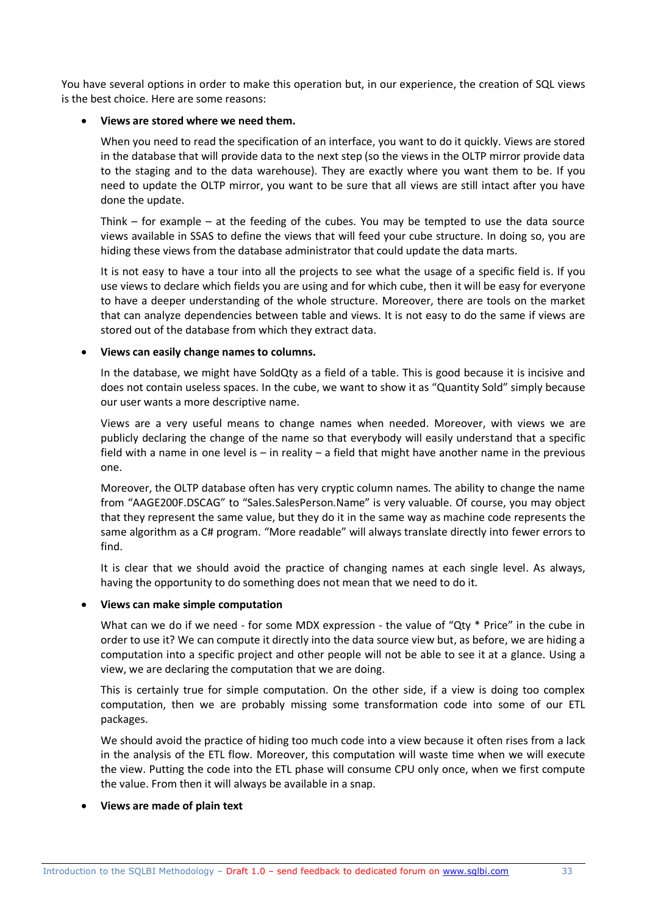You have several options in order to make this operation but, in our experience, the creation of SQL views is the best choice. Here are some reasons:

- **Views are stored where we need them.**

  When you need to read the specification of an interface, you want to do it quickly. Views are stored in the database that will provide data to the next step (so the views in the OLTP mirror provide data to the staging and to the data warehouse). They are exactly where you want them to be. If you need to update the OLTP mirror, you want to be sure that all views are still intact after you have done the update.

  Think – for example – at the feeding of the cubes. You may be tempted to use the data source views available in SSAS to define the views that will feed your cube structure. In doing so, you are hiding these views from the database administrator that could update the data marts.

  It is not easy to have a tour into all the projects to see what the usage of a specific field is. If you use views to declare which fields you are using and for which cube, then it will be easy for everyone to have a deeper understanding of the whole structure. Moreover, there are tools on the market that can analyze dependencies between table and views. It is not easy to do the same if views are stored out of the database from which they extract data.

- **Views can easily change names to columns.**

  In the database, we might have SoldQty as a field of a table. This is good because it is incisive and does not contain useless spaces. In the cube, we want to show it as "Quantity Sold" simply because our user wants a more descriptive name.

  Views are a very useful means to change names when needed. Moreover, with views we are publicly declaring the change of the name so that everybody will easily understand that a specific field with a name in one level is – in reality – a field that might have another name in the previous one.

  Moreover, the OLTP database often has very cryptic column names. The ability to change the name from "AAGE200F.DSCAG" to "Sales.SalesPerson.Name" is very valuable. Of course, you may object that they represent the same value, but they do it in the same way as machine code represents the same algorithm as a C# program. "More readable" will always translate directly into fewer errors to find.

  It is clear that we should avoid the practice of changing names at each single level. As always, having the opportunity to do something does not mean that we need to do it.

- **Views can make simple computation**

  What can we do if we need - for some MDX expression - the value of "Qty * Price" in the cube in order to use it? We can compute it directly into the data source view but, as before, we are hiding a computation into a specific project and other people will not be able to see it at a glance. Using a view, we are declaring the computation that we are doing.

  This is certainly true for simple computation. On the other side, if a view is doing too complex computation, then we are probably missing some transformation code into some of our ETL packages.

  We should avoid the practice of hiding too much code into a view because it often rises from a lack in the analysis of the ETL flow. Moreover, this computation will waste time when we will execute the view. Putting the code into the ETL phase will consume CPU only once, when we first compute the value. From then it will always be available in a snap.

- **Views are made of plain text**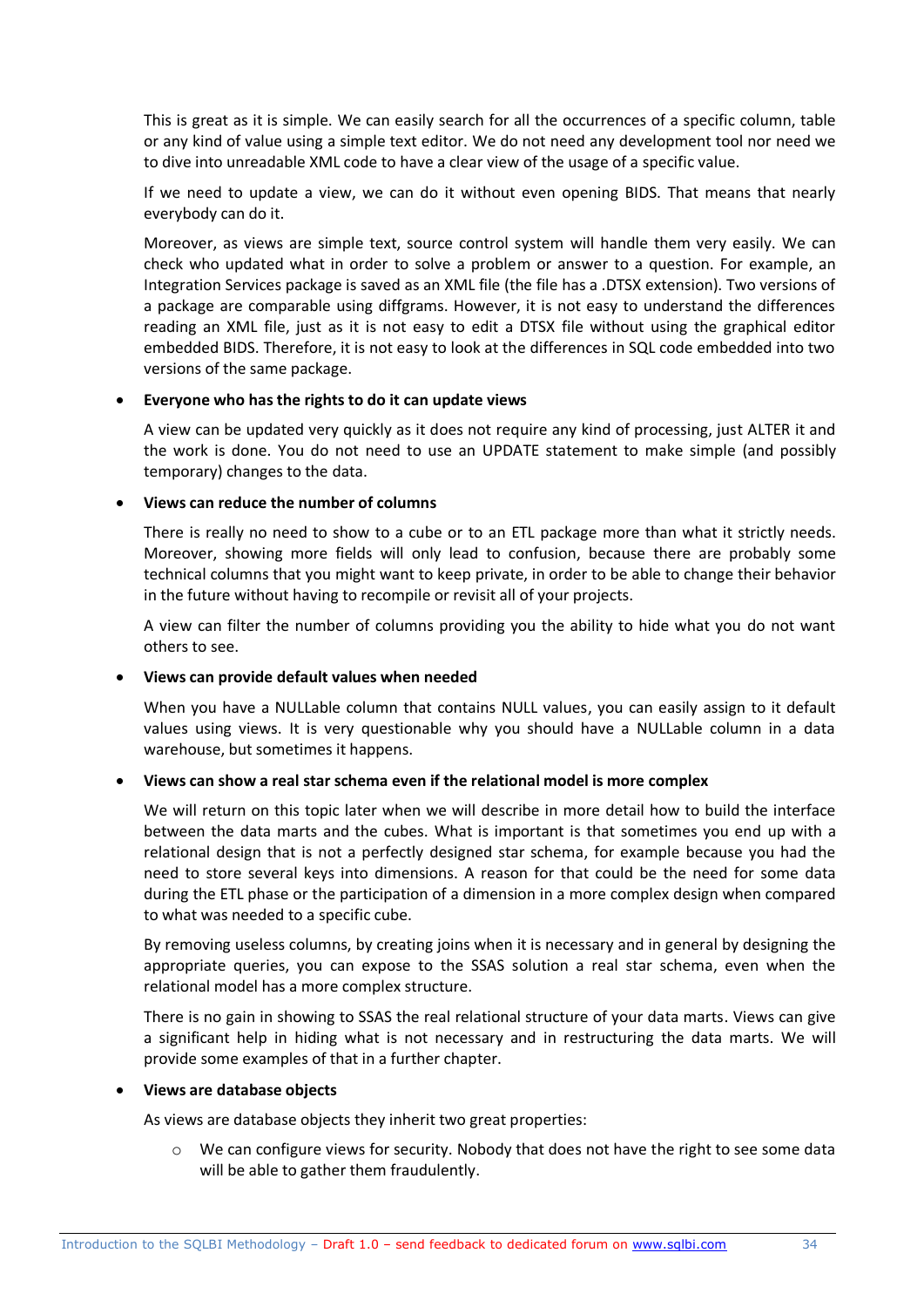This is great as it is simple. We can easily search for all the occurrences of a specific column, table or any kind of value using a simple text editor. We do not need any development tool nor need we to dive into unreadable XML code to have a clear view of the usage of a specific value.

If we need to update a view, we can do it without even opening BIDS. That means that nearly everybody can do it.

Moreover, as views are simple text, source control system will handle them very easily. We can check who updated what in order to solve a problem or answer to a question. For example, an Integration Services package is saved as an XML file (the file has a .DTSX extension). Two versions of a package are comparable using diffgrams. However, it is not easy to understand the differences reading an XML file, just as it is not easy to edit a DTSX file without using the graphical editor embedded BIDS. Therefore, it is not easy to look at the differences in SQL code embedded into two versions of the same package.

- **Everyone who has the rights to do it can update views**

  A view can be updated very quickly as it does not require any kind of processing, just ALTER it and the work is done. You do not need to use an UPDATE statement to make simple (and possibly temporary) changes to the data.

- **Views can reduce the number of columns**

  There is really no need to show to a cube or to an ETL package more than what it strictly needs. Moreover, showing more fields will only lead to confusion, because there are probably some technical columns that you might want to keep private, in order to be able to change their behavior in the future without having to recompile or revisit all of your projects.

  A view can filter the number of columns providing you the ability to hide what you do not want others to see.

- **Views can provide default values when needed**

  When you have a NULLable column that contains NULL values, you can easily assign to it default values using views. It is very questionable why you should have a NULLable column in a data warehouse, but sometimes it happens.

- **Views can show a real star schema even if the relational model is more complex**

  We will return on this topic later when we will describe in more detail how to build the interface between the data marts and the cubes. What is important is that sometimes you end up with a relational design that is not a perfectly designed star schema, for example because you had the need to store several keys into dimensions. A reason for that could be the need for some data during the ETL phase or the participation of a dimension in a more complex design when compared to what was needed to a specific cube.

  By removing useless columns, by creating joins when it is necessary and in general by designing the appropriate queries, you can expose to the SSAS solution a real star schema, even when the relational model has a more complex structure.

  There is no gain in showing to SSAS the real relational structure of your data marts. Views can give a significant help in hiding what is not necessary and in restructuring the data marts. We will provide some examples of that in a further chapter.

- **Views are database objects**

  As views are database objects they inherit two great properties:

  - We can configure views for security. Nobody that does not have the right to see some data will be able to gather them fraudulently.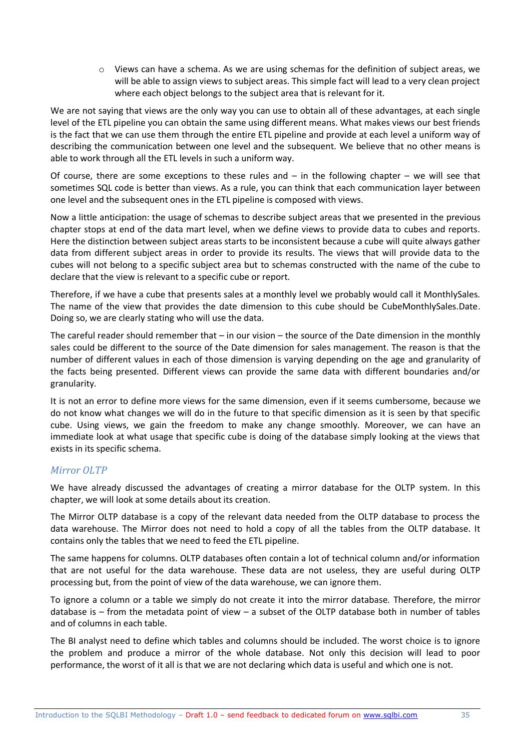- Views can have a schema. As we are using schemas for the definition of subject areas, we will be able to assign views to subject areas. This simple fact will lead to a very clean project where each object belongs to the subject area that is relevant for it.

We are not saying that views are the only way you can use to obtain all of these advantages, at each single level of the ETL pipeline you can obtain the same using different means. What makes views our best friends is the fact that we can use them through the entire ETL pipeline and provide at each level a uniform way of describing the communication between one level and the subsequent. We believe that no other means is able to work through all the ETL levels in such a uniform way.

Of course, there are some exceptions to these rules and – in the following chapter – we will see that sometimes SQL code is better than views. As a rule, you can think that each communication layer between one level and the subsequent ones in the ETL pipeline is composed with views.

Now a little anticipation: the usage of schemas to describe subject areas that we presented in the previous chapter stops at end of the data mart level, when we define views to provide data to cubes and reports. Here the distinction between subject areas starts to be inconsistent because a cube will quite always gather data from different subject areas in order to provide its results. The views that will provide data to the cubes will not belong to a specific subject area but to schemas constructed with the name of the cube to declare that the view is relevant to a specific cube or report.

Therefore, if we have a cube that presents sales at a monthly level we probably would call it MonthlySales. The name of the view that provides the date dimension to this cube should be CubeMonthlySales.Date. Doing so, we are clearly stating who will use the data.

The careful reader should remember that – in our vision – the source of the Date dimension in the monthly sales could be different to the source of the Date dimension for sales management. The reason is that the number of different values in each of those dimension is varying depending on the age and granularity of the facts being presented. Different views can provide the same data with different boundaries and/or granularity.

It is not an error to define more views for the same dimension, even if it seems cumbersome, because we do not know what changes we will do in the future to that specific dimension as it is seen by that specific cube. Using views, we gain the freedom to make any change smoothly. Moreover, we can have an immediate look at what usage that specific cube is doing of the database simply looking at the views that exists in its specific schema.

### *Mirror OLTP*

We have already discussed the advantages of creating a mirror database for the OLTP system. In this chapter, we will look at some details about its creation.

The Mirror OLTP database is a copy of the relevant data needed from the OLTP database to process the data warehouse. The Mirror does not need to hold a copy of all the tables from the OLTP database. It contains only the tables that we need to feed the ETL pipeline.

The same happens for columns. OLTP databases often contain a lot of technical column and/or information that are not useful for the data warehouse. These data are not useless, they are useful during OLTP processing but, from the point of view of the data warehouse, we can ignore them.

To ignore a column or a table we simply do not create it into the mirror database. Therefore, the mirror database is – from the metadata point of view – a subset of the OLTP database both in number of tables and of columns in each table.

The BI analyst need to define which tables and columns should be included. The worst choice is to ignore the problem and produce a mirror of the whole database. Not only this decision will lead to poor performance, the worst of it all is that we are not declaring which data is useful and which one is not.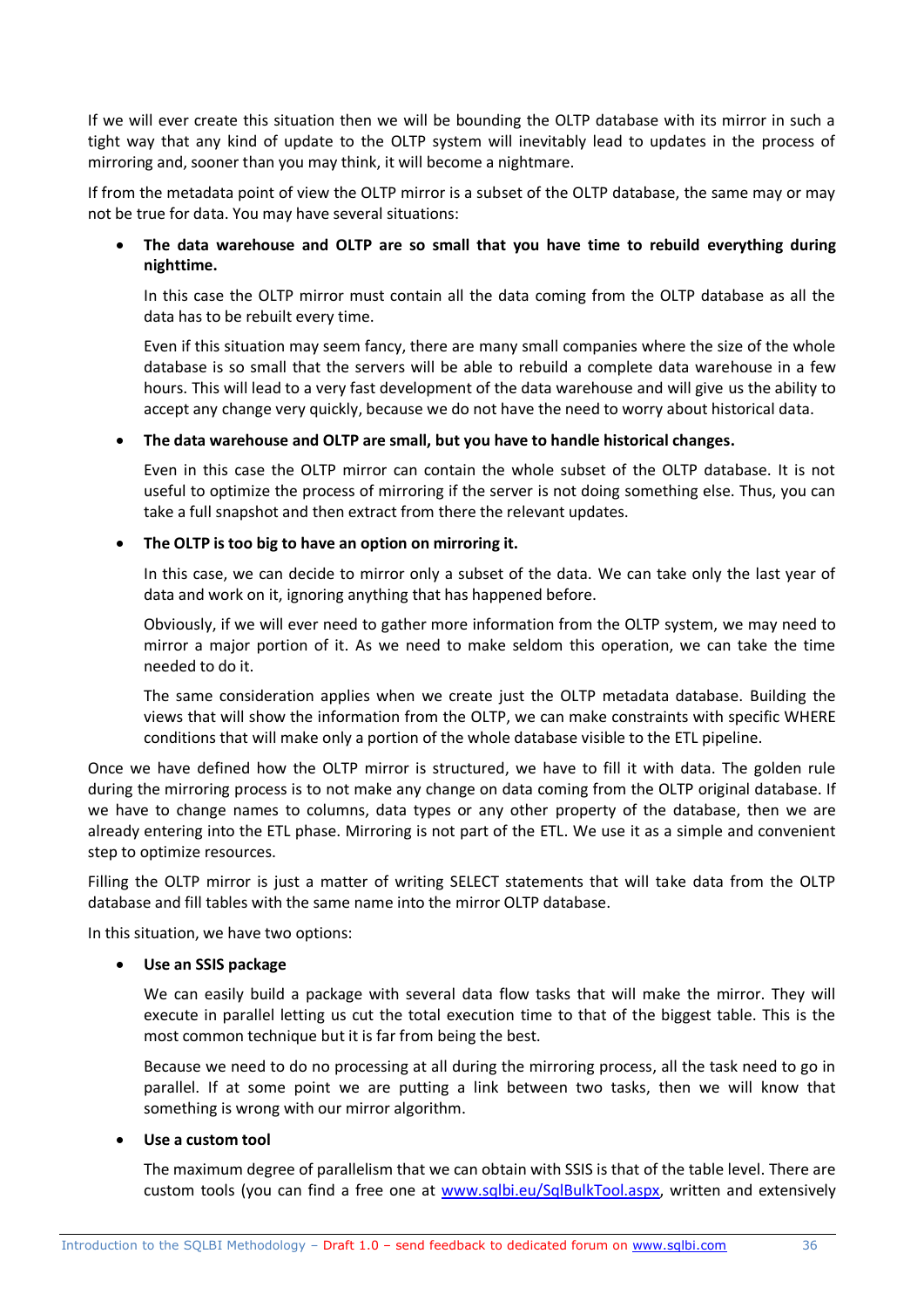If we will ever create this situation then we will be bounding the OLTP database with its mirror in such a tight way that any kind of update to the OLTP system will inevitably lead to updates in the process of mirroring and, sooner than you may think, it will become a nightmare.

If from the metadata point of view the OLTP mirror is a subset of the OLTP database, the same may or may not be true for data. You may have several situations:

- **The data warehouse and OLTP are so small that you have time to rebuild everything during nighttime.**

  In this case the OLTP mirror must contain all the data coming from the OLTP database as all the data has to be rebuilt every time.

  Even if this situation may seem fancy, there are many small companies where the size of the whole database is so small that the servers will be able to rebuild a complete data warehouse in a few hours. This will lead to a very fast development of the data warehouse and will give us the ability to accept any change very quickly, because we do not have the need to worry about historical data.

- **The data warehouse and OLTP are small, but you have to handle historical changes.**

  Even in this case the OLTP mirror can contain the whole subset of the OLTP database. It is not useful to optimize the process of mirroring if the server is not doing something else. Thus, you can take a full snapshot and then extract from there the relevant updates.

- **The OLTP is too big to have an option on mirroring it.**

  In this case, we can decide to mirror only a subset of the data. We can take only the last year of data and work on it, ignoring anything that has happened before.

  Obviously, if we will ever need to gather more information from the OLTP system, we may need to mirror a major portion of it. As we need to make seldom this operation, we can take the time needed to do it.

  The same consideration applies when we create just the OLTP metadata database. Building the views that will show the information from the OLTP, we can make constraints with specific WHERE conditions that will make only a portion of the whole database visible to the ETL pipeline.

Once we have defined how the OLTP mirror is structured, we have to fill it with data. The golden rule during the mirroring process is to not make any change on data coming from the OLTP original database. If we have to change names to columns, data types or any other property of the database, then we are already entering into the ETL phase. Mirroring is not part of the ETL. We use it as a simple and convenient step to optimize resources.

Filling the OLTP mirror is just a matter of writing SELECT statements that will take data from the OLTP database and fill tables with the same name into the mirror OLTP database.

In this situation, we have two options:

- **Use an SSIS package**

  We can easily build a package with several data flow tasks that will make the mirror. They will execute in parallel letting us cut the total execution time to that of the biggest table. This is the most common technique but it is far from being the best.

  Because we need to do no processing at all during the mirroring process, all the task need to go in parallel. If at some point we are putting a link between two tasks, then we will know that something is wrong with our mirror algorithm.

- **Use a custom tool**

  The maximum degree of parallelism that we can obtain with SSIS is that of the table level. There are custom tools (you can find a free one at www.sqlbi.eu/SqlBulkTool.aspx, written and extensively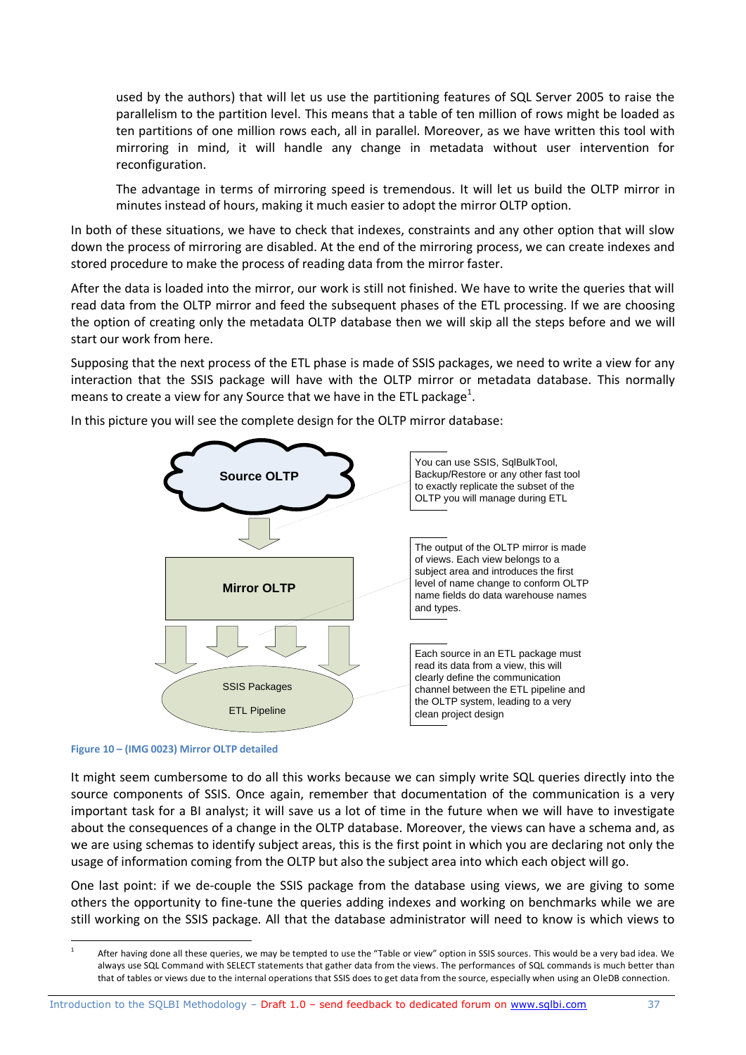used by the authors) that will let us use the partitioning features of SQL Server 2005 to raise the parallelism to the partition level. This means that a table of ten million of rows might be loaded as ten partitions of one million rows each, all in parallel. Moreover, as we have written this tool with mirroring in mind, it will handle any change in metadata without user intervention for reconfiguration.

The advantage in terms of mirroring speed is tremendous. It will let us build the OLTP mirror in minutes instead of hours, making it much easier to adopt the mirror OLTP option.

In both of these situations, we have to check that indexes, constraints and any other option that will slow down the process of mirroring are disabled. At the end of the mirroring process, we can create indexes and stored procedure to make the process of reading data from the mirror faster.

After the data is loaded into the mirror, our work is still not finished. We have to write the queries that will read data from the OLTP mirror and feed the subsequent phases of the ETL processing. If we are choosing the option of creating only the metadata OLTP database then we will skip all the steps before and we will start our work from here.

Supposing that the next process of the ETL phase is made of SSIS packages, we need to write a view for any interaction that the SSIS package will have with the OLTP mirror or metadata database. This normally means to create a view for any Source that we have in the ETL package[1].

In this picture you will see the complete design for the OLTP mirror database:

Source OLTP

Mirror OLTP

SSIS Packages

ETL Pipeline

You can use SSIS, SqlBulkTool, Backup/Restore or any other fast tool to exactly replicate the subset of the OLTP you will manage during ETL

The output of the OLTP mirror is made of views. Each view belongs to a subject area and introduces the first level of name change to conform OLTP name fields do data warehouse names and types.

Each source in an ETL package must read its data from a view, this will clearly define the communication channel between the ETL pipeline and the OLTP system, leading to a very clean project design

**Figure 10 – (IMG 0023) Mirror OLTP detailed**

It might seem cumbersome to do all this works because we can simply write SQL queries directly into the source components of SSIS. Once again, remember that documentation of the communication is a very important task for a BI analyst; it will save us a lot of time in the future when we will have to investigate about the consequences of a change in the OLTP database. Moreover, the views can have a schema and, as we are using schemas to identify subject areas, this is the first point in which you are declaring not only the usage of information coming from the OLTP but also the subject area into which each object will go.

One last point: if we de-couple the SSIS package from the database using views, we are giving to some others the opportunity to fine-tune the queries adding indexes and working on benchmarks while we are still working on the SSIS package. All that the database administrator will need to know is which views to

[1] After having done all these queries, we may be tempted to use the "Table or view" option in SSIS sources. This would be a very bad idea. We always use SQL Command with SELECT statements that gather data from the views. The performances of SQL commands is much better than that of tables or views due to the internal operations that SSIS does to get data from the source, especially when using an OleDB connection.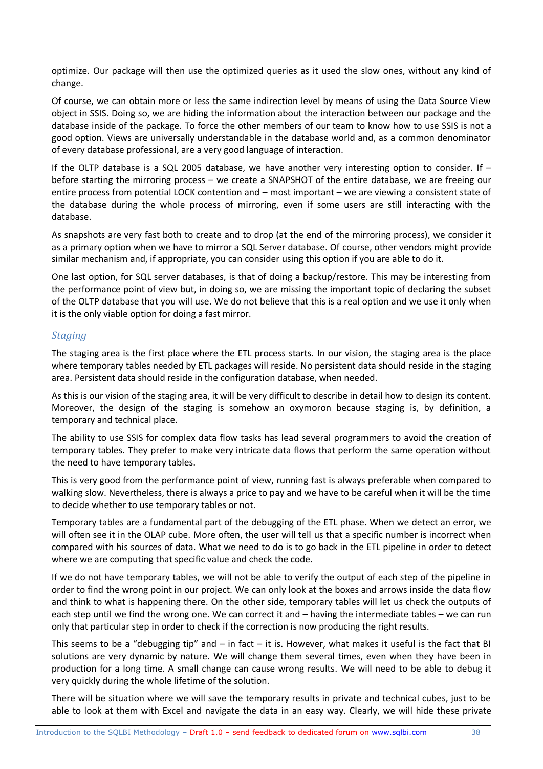optimize. Our package will then use the optimized queries as it used the slow ones, without any kind of change.

Of course, we can obtain more or less the same indirection level by means of using the Data Source View object in SSIS. Doing so, we are hiding the information about the interaction between our package and the database inside of the package. To force the other members of our team to know how to use SSIS is not a good option. Views are universally understandable in the database world and, as a common denominator of every database professional, are a very good language of interaction.

If the OLTP database is a SQL 2005 database, we have another very interesting option to consider. If – before starting the mirroring process – we create a SNAPSHOT of the entire database, we are freeing our entire process from potential LOCK contention and – most important – we are viewing a consistent state of the database during the whole process of mirroring, even if some users are still interacting with the database.

As snapshots are very fast both to create and to drop (at the end of the mirroring process), we consider it as a primary option when we have to mirror a SQL Server database. Of course, other vendors might provide similar mechanism and, if appropriate, you can consider using this option if you are able to do it.

One last option, for SQL server databases, is that of doing a backup/restore. This may be interesting from the performance point of view but, in doing so, we are missing the important topic of declaring the subset of the OLTP database that you will use. We do not believe that this is a real option and we use it only when it is the only viable option for doing a fast mirror.

### *Staging*

The staging area is the first place where the ETL process starts. In our vision, the staging area is the place where temporary tables needed by ETL packages will reside. No persistent data should reside in the staging area. Persistent data should reside in the configuration database, when needed.

As this is our vision of the staging area, it will be very difficult to describe in detail how to design its content. Moreover, the design of the staging is somehow an oxymoron because staging is, by definition, a temporary and technical place.

The ability to use SSIS for complex data flow tasks has lead several programmers to avoid the creation of temporary tables. They prefer to make very intricate data flows that perform the same operation without the need to have temporary tables.

This is very good from the performance point of view, running fast is always preferable when compared to walking slow. Nevertheless, there is always a price to pay and we have to be careful when it will be the time to decide whether to use temporary tables or not.

Temporary tables are a fundamental part of the debugging of the ETL phase. When we detect an error, we will often see it in the OLAP cube. More often, the user will tell us that a specific number is incorrect when compared with his sources of data. What we need to do is to go back in the ETL pipeline in order to detect where we are computing that specific value and check the code.

If we do not have temporary tables, we will not be able to verify the output of each step of the pipeline in order to find the wrong point in our project. We can only look at the boxes and arrows inside the data flow and think to what is happening there. On the other side, temporary tables will let us check the outputs of each step until we find the wrong one. We can correct it and – having the intermediate tables – we can run only that particular step in order to check if the correction is now producing the right results.

This seems to be a "debugging tip" and – in fact – it is. However, what makes it useful is the fact that BI solutions are very dynamic by nature. We will change them several times, even when they have been in production for a long time. A small change can cause wrong results. We will need to be able to debug it very quickly during the whole lifetime of the solution.

There will be situation where we will save the temporary results in private and technical cubes, just to be able to look at them with Excel and navigate the data in an easy way. Clearly, we will hide these private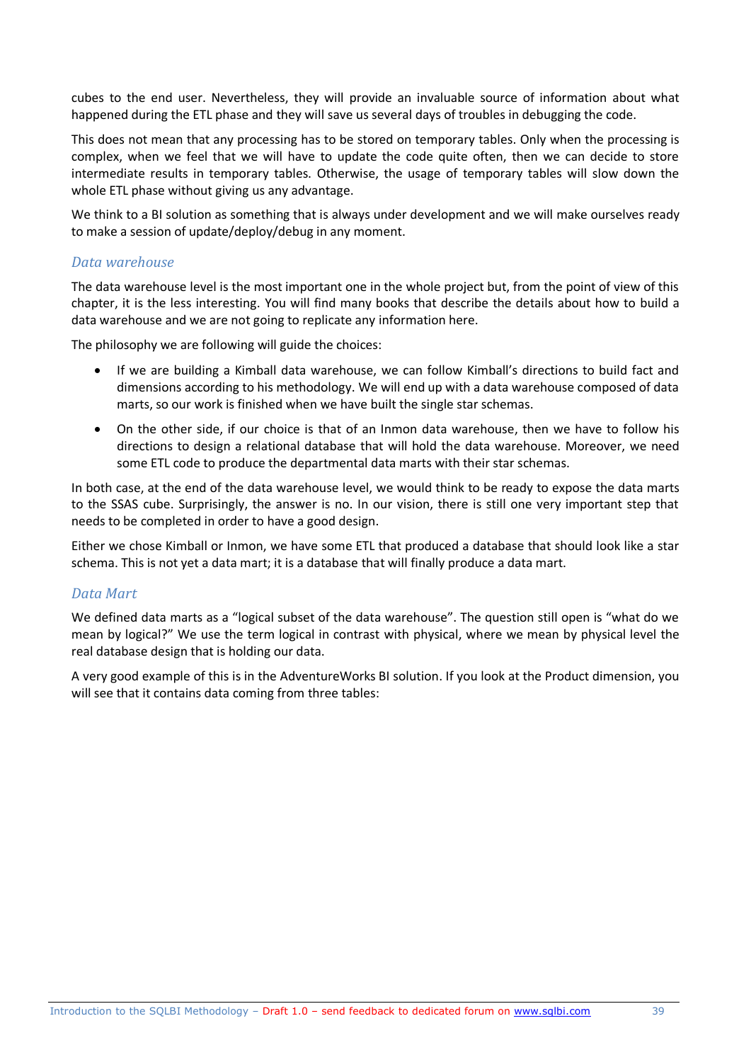cubes to the end user. Nevertheless, they will provide an invaluable source of information about what happened during the ETL phase and they will save us several days of troubles in debugging the code.

This does not mean that any processing has to be stored on temporary tables. Only when the processing is complex, when we feel that we will have to update the code quite often, then we can decide to store intermediate results in temporary tables. Otherwise, the usage of temporary tables will slow down the whole ETL phase without giving us any advantage.

We think to a BI solution as something that is always under development and we will make ourselves ready to make a session of update/deploy/debug in any moment.

### *Data warehouse*

The data warehouse level is the most important one in the whole project but, from the point of view of this chapter, it is the less interesting. You will find many books that describe the details about how to build a data warehouse and we are not going to replicate any information here.

The philosophy we are following will guide the choices:

- If we are building a Kimball data warehouse, we can follow Kimball's directions to build fact and dimensions according to his methodology. We will end up with a data warehouse composed of data marts, so our work is finished when we have built the single star schemas.
- On the other side, if our choice is that of an Inmon data warehouse, then we have to follow his directions to design a relational database that will hold the data warehouse. Moreover, we need some ETL code to produce the departmental data marts with their star schemas.

In both case, at the end of the data warehouse level, we would think to be ready to expose the data marts to the SSAS cube. Surprisingly, the answer is no. In our vision, there is still one very important step that needs to be completed in order to have a good design.

Either we chose Kimball or Inmon, we have some ETL that produced a database that should look like a star schema. This is not yet a data mart; it is a database that will finally produce a data mart.

### *Data Mart*

We defined data marts as a "logical subset of the data warehouse". The question still open is "what do we mean by logical?" We use the term logical in contrast with physical, where we mean by physical level the real database design that is holding our data.

A very good example of this is in the AdventureWorks BI solution. If you look at the Product dimension, you will see that it contains data coming from three tables: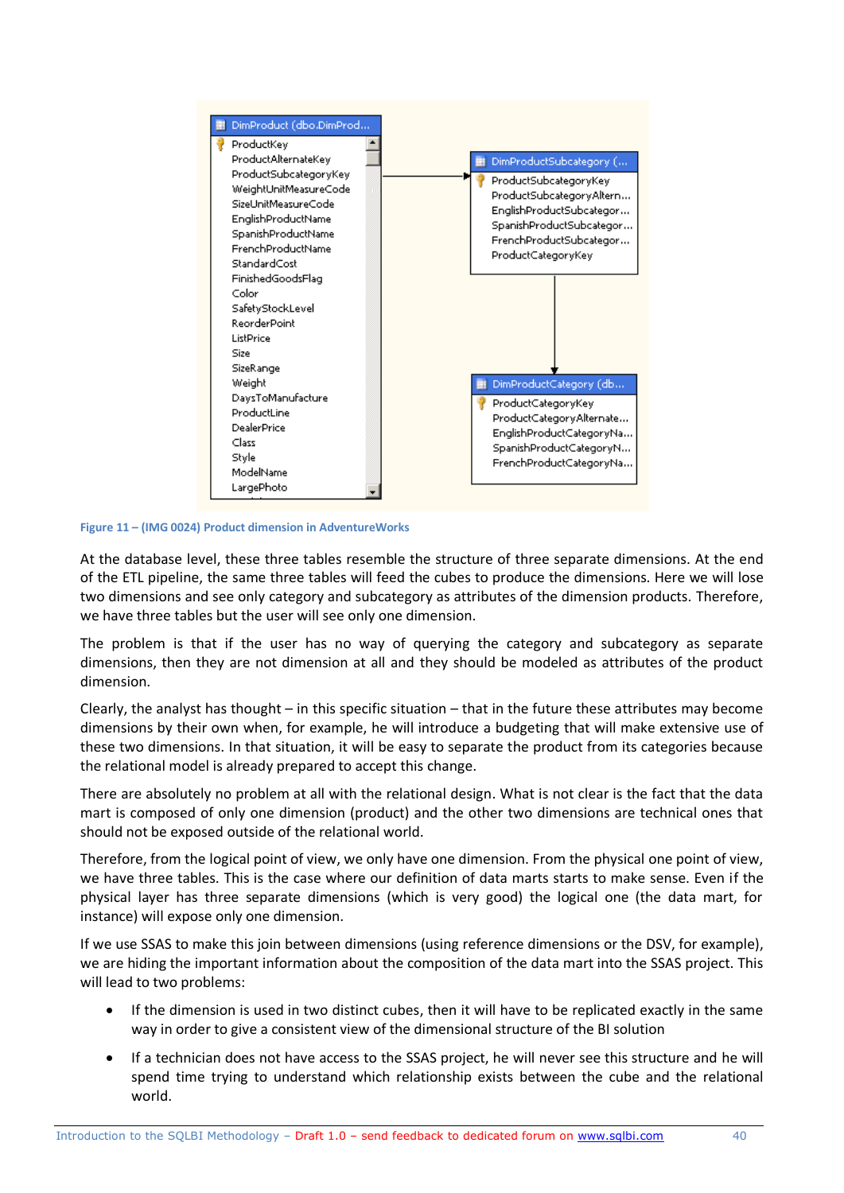Figure 11 – (IMG 0024) Product dimension in AdventureWorks

At the database level, these three tables resemble the structure of three separate dimensions. At the end of the ETL pipeline, the same three tables will feed the cubes to produce the dimensions. Here we will lose two dimensions and see only category and subcategory as attributes of the dimension products. Therefore, we have three tables but the user will see only one dimension.

The problem is that if the user has no way of querying the category and subcategory as separate dimensions, then they are not dimension at all and they should be modeled as attributes of the product dimension.

Clearly, the analyst has thought – in this specific situation – that in the future these attributes may become dimensions by their own when, for example, he will introduce a budgeting that will make extensive use of these two dimensions. In that situation, it will be easy to separate the product from its categories because the relational model is already prepared to accept this change.

There are absolutely no problem at all with the relational design. What is not clear is the fact that the data mart is composed of only one dimension (product) and the other two dimensions are technical ones that should not be exposed outside of the relational world.

Therefore, from the logical point of view, we only have one dimension. From the physical one point of view, we have three tables. This is the case where our definition of data marts starts to make sense. Even if the physical layer has three separate dimensions (which is very good) the logical one (the data mart, for instance) will expose only one dimension.

If we use SSAS to make this join between dimensions (using reference dimensions or the DSV, for example), we are hiding the important information about the composition of the data mart into the SSAS project. This will lead to two problems:

- If the dimension is used in two distinct cubes, then it will have to be replicated exactly in the same way in order to give a consistent view of the dimensional structure of the BI solution
- If a technician does not have access to the SSAS project, he will never see this structure and he will spend time trying to understand which relationship exists between the cube and the relational world.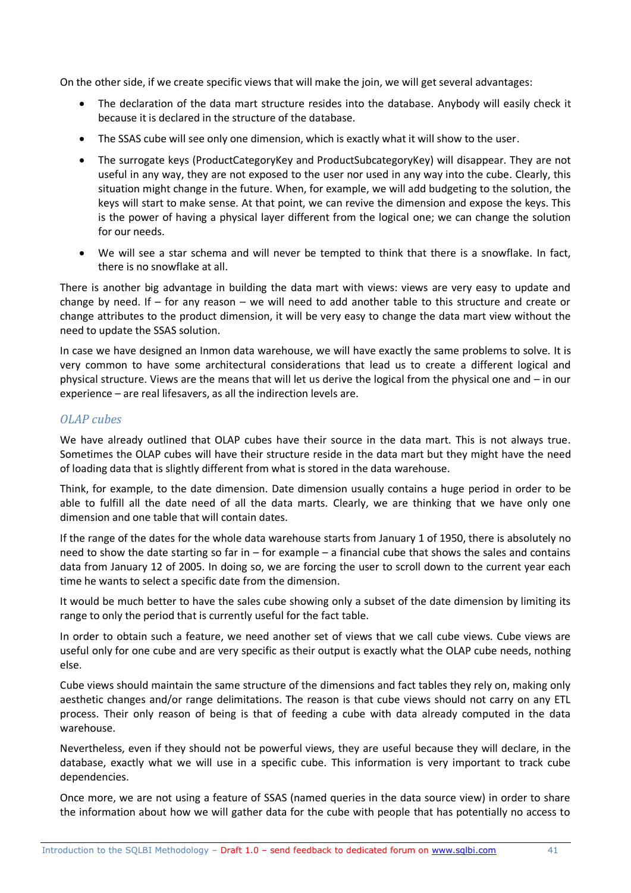On the other side, if we create specific views that will make the join, we will get several advantages:

- The declaration of the data mart structure resides into the database. Anybody will easily check it because it is declared in the structure of the database.
- The SSAS cube will see only one dimension, which is exactly what it will show to the user.
- The surrogate keys (ProductCategoryKey and ProductSubcategoryKey) will disappear. They are not useful in any way, they are not exposed to the user nor used in any way into the cube. Clearly, this situation might change in the future. When, for example, we will add budgeting to the solution, the keys will start to make sense. At that point, we can revive the dimension and expose the keys. This is the power of having a physical layer different from the logical one; we can change the solution for our needs.
- We will see a star schema and will never be tempted to think that there is a snowflake. In fact, there is no snowflake at all.

There is another big advantage in building the data mart with views: views are very easy to update and change by need. If – for any reason – we will need to add another table to this structure and create or change attributes to the product dimension, it will be very easy to change the data mart view without the need to update the SSAS solution.

In case we have designed an Inmon data warehouse, we will have exactly the same problems to solve. It is very common to have some architectural considerations that lead us to create a different logical and physical structure. Views are the means that will let us derive the logical from the physical one and – in our experience – are real lifesavers, as all the indirection levels are.

### *OLAP cubes*

We have already outlined that OLAP cubes have their source in the data mart. This is not always true. Sometimes the OLAP cubes will have their structure reside in the data mart but they might have the need of loading data that is slightly different from what is stored in the data warehouse.

Think, for example, to the date dimension. Date dimension usually contains a huge period in order to be able to fulfill all the date need of all the data marts. Clearly, we are thinking that we have only one dimension and one table that will contain dates.

If the range of the dates for the whole data warehouse starts from January 1 of 1950, there is absolutely no need to show the date starting so far in – for example – a financial cube that shows the sales and contains data from January 12 of 2005. In doing so, we are forcing the user to scroll down to the current year each time he wants to select a specific date from the dimension.

It would be much better to have the sales cube showing only a subset of the date dimension by limiting its range to only the period that is currently useful for the fact table.

In order to obtain such a feature, we need another set of views that we call cube views. Cube views are useful only for one cube and are very specific as their output is exactly what the OLAP cube needs, nothing else.

Cube views should maintain the same structure of the dimensions and fact tables they rely on, making only aesthetic changes and/or range delimitations. The reason is that cube views should not carry on any ETL process. Their only reason of being is that of feeding a cube with data already computed in the data warehouse.

Nevertheless, even if they should not be powerful views, they are useful because they will declare, in the database, exactly what we will use in a specific cube. This information is very important to track cube dependencies.

Once more, we are not using a feature of SSAS (named queries in the data source view) in order to share the information about how we will gather data for the cube with people that has potentially no access to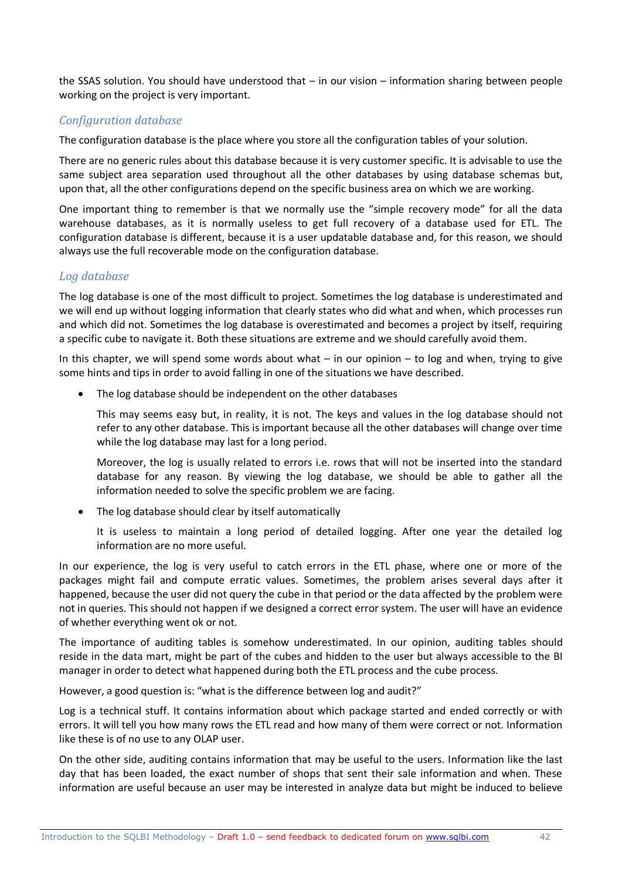the SSAS solution. You should have understood that – in our vision – information sharing between people working on the project is very important.

### *Configuration database*

The configuration database is the place where you store all the configuration tables of your solution.

There are no generic rules about this database because it is very customer specific. It is advisable to use the same subject area separation used throughout all the other databases by using database schemas but, upon that, all the other configurations depend on the specific business area on which we are working.

One important thing to remember is that we normally use the "simple recovery mode" for all the data warehouse databases, as it is normally useless to get full recovery of a database used for ETL. The configuration database is different, because it is a user updatable database and, for this reason, we should always use the full recoverable mode on the configuration database.

### *Log database*

The log database is one of the most difficult to project. Sometimes the log database is underestimated and we will end up without logging information that clearly states who did what and when, which processes run and which did not. Sometimes the log database is overestimated and becomes a project by itself, requiring a specific cube to navigate it. Both these situations are extreme and we should carefully avoid them.

In this chapter, we will spend some words about what – in our opinion – to log and when, trying to give some hints and tips in order to avoid falling in one of the situations we have described.

- The log database should be independent on the other databases

  This may seems easy but, in reality, it is not. The keys and values in the log database should not refer to any other database. This is important because all the other databases will change over time while the log database may last for a long period.

  Moreover, the log is usually related to errors i.e. rows that will not be inserted into the standard database for any reason. By viewing the log database, we should be able to gather all the information needed to solve the specific problem we are facing.

- The log database should clear by itself automatically

  It is useless to maintain a long period of detailed logging. After one year the detailed log information are no more useful.

In our experience, the log is very useful to catch errors in the ETL phase, where one or more of the packages might fail and compute erratic values. Sometimes, the problem arises several days after it happened, because the user did not query the cube in that period or the data affected by the problem were not in queries. This should not happen if we designed a correct error system. The user will have an evidence of whether everything went ok or not.

The importance of auditing tables is somehow underestimated. In our opinion, auditing tables should reside in the data mart, might be part of the cubes and hidden to the user but always accessible to the BI manager in order to detect what happened during both the ETL process and the cube process.

However, a good question is: "what is the difference between log and audit?"

Log is a technical stuff. It contains information about which package started and ended correctly or with errors. It will tell you how many rows the ETL read and how many of them were correct or not. Information like these is of no use to any OLAP user.

On the other side, auditing contains information that may be useful to the users. Information like the last day that has been loaded, the exact number of shops that sent their sale information and when. These information are useful because an user may be interested in analyze data but might be induced to believe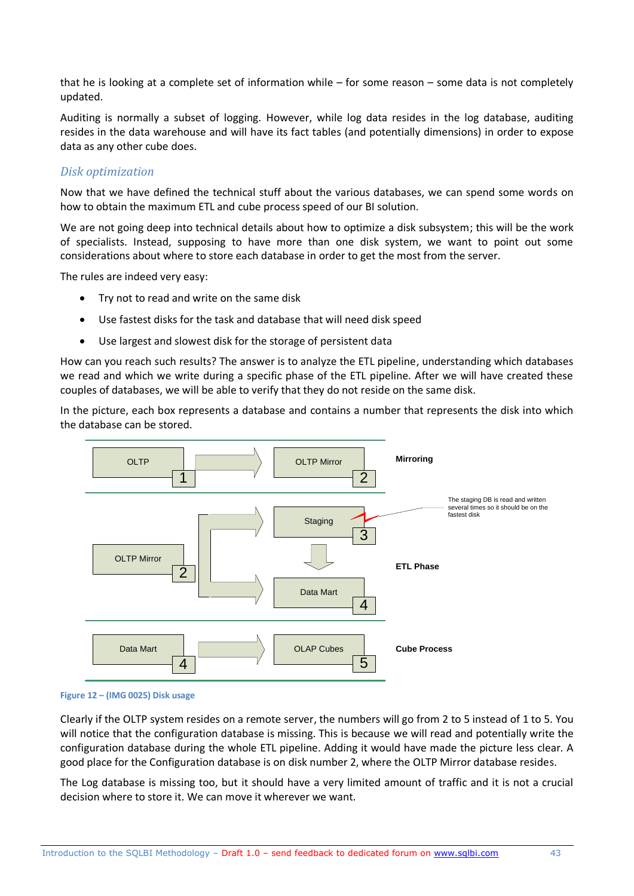that he is looking at a complete set of information while – for some reason – some data is not completely updated.

Auditing is normally a subset of logging. However, while log data resides in the log database, auditing resides in the data warehouse and will have its fact tables (and potentially dimensions) in order to expose data as any other cube does.

### *Disk optimization*

Now that we have defined the technical stuff about the various databases, we can spend some words on how to obtain the maximum ETL and cube process speed of our BI solution.

We are not going deep into technical details about how to optimize a disk subsystem; this will be the work of specialists. Instead, supposing to have more than one disk system, we want to point out some considerations about where to store each database in order to get the most from the server.

The rules are indeed very easy:

- Try not to read and write on the same disk
- Use fastest disks for the task and database that will need disk speed
- Use largest and slowest disk for the storage of persistent data

How can you reach such results? The answer is to analyze the ETL pipeline, understanding which databases we read and which we write during a specific phase of the ETL pipeline. After we will have created these couples of databases, we will be able to verify that they do not reside on the same disk.

In the picture, each box represents a database and contains a number that represents the disk into which the database can be stored.

Mirroring: OLTP (1) → OLTP Mirror (2)

ETL Phase: OLTP Mirror (2) → Staging (3) → Data Mart (4); OLTP Mirror (2) → Data Mart (4)

The staging DB is read and written several times so it should be on the fastest disk

Cube Process: Data Mart (4) → OLAP Cubes (5)

**Figure 12 – (IMG 0025) Disk usage**

Clearly if the OLTP system resides on a remote server, the numbers will go from 2 to 5 instead of 1 to 5. You will notice that the configuration database is missing. This is because we will read and potentially write the configuration database during the whole ETL pipeline. Adding it would have made the picture less clear. A good place for the Configuration database is on disk number 2, where the OLTP Mirror database resides.

The Log database is missing too, but it should have a very limited amount of traffic and it is not a crucial decision where to store it. We can move it wherever we want.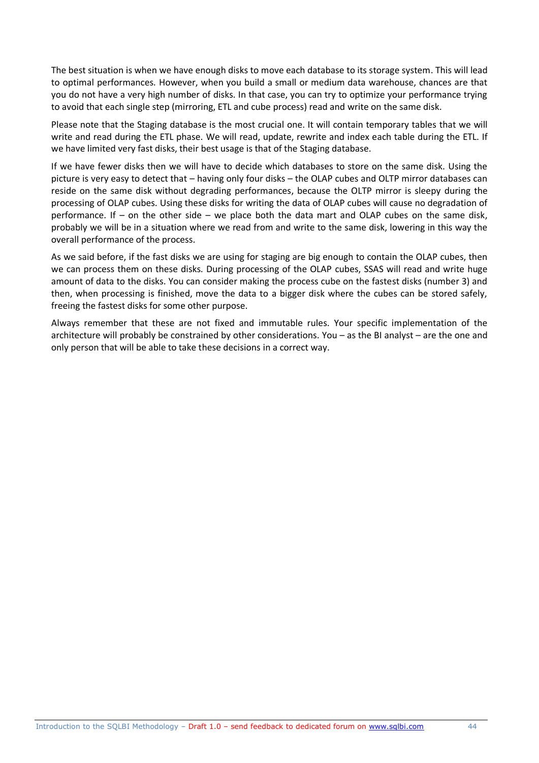The best situation is when we have enough disks to move each database to its storage system. This will lead to optimal performances. However, when you build a small or medium data warehouse, chances are that you do not have a very high number of disks. In that case, you can try to optimize your performance trying to avoid that each single step (mirroring, ETL and cube process) read and write on the same disk.

Please note that the Staging database is the most crucial one. It will contain temporary tables that we will write and read during the ETL phase. We will read, update, rewrite and index each table during the ETL. If we have limited very fast disks, their best usage is that of the Staging database.

If we have fewer disks then we will have to decide which databases to store on the same disk. Using the picture is very easy to detect that – having only four disks – the OLAP cubes and OLTP mirror databases can reside on the same disk without degrading performances, because the OLTP mirror is sleepy during the processing of OLAP cubes. Using these disks for writing the data of OLAP cubes will cause no degradation of performance. If – on the other side – we place both the data mart and OLAP cubes on the same disk, probably we will be in a situation where we read from and write to the same disk, lowering in this way the overall performance of the process.

As we said before, if the fast disks we are using for staging are big enough to contain the OLAP cubes, then we can process them on these disks. During processing of the OLAP cubes, SSAS will read and write huge amount of data to the disks. You can consider making the process cube on the fastest disks (number 3) and then, when processing is finished, move the data to a bigger disk where the cubes can be stored safely, freeing the fastest disks for some other purpose.

Always remember that these are not fixed and immutable rules. Your specific implementation of the architecture will probably be constrained by other considerations. You – as the BI analyst – are the one and only person that will be able to take these decisions in a correct way.